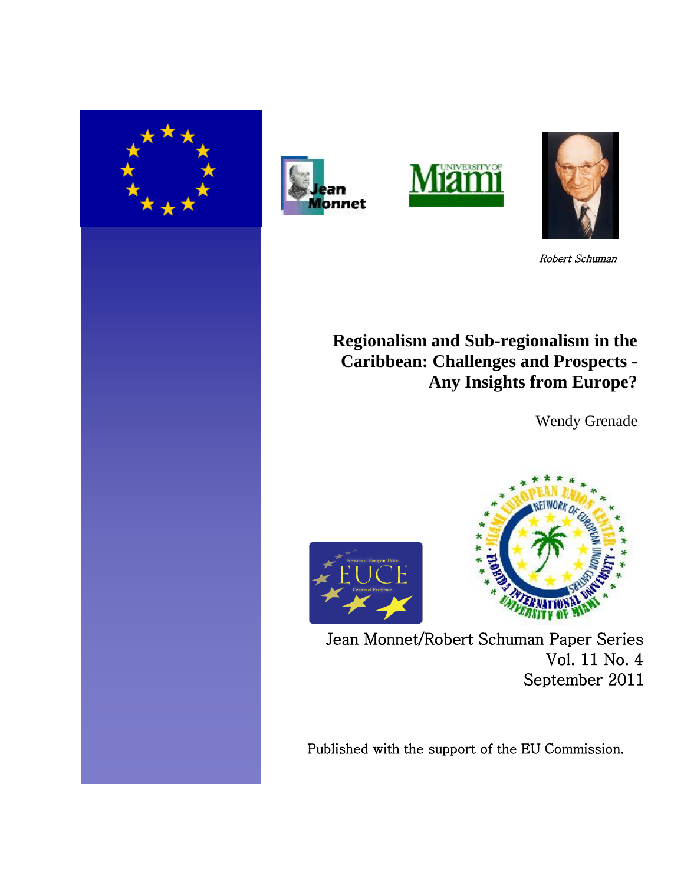*Robert Schuman*

# Regionalism and Sub-regionalism in the Caribbean: Challenges and Prospects - Any Insights from Europe?

Wendy Grenade

Jean Monnet/Robert Schuman Paper Series
Vol. 11 No. 4
September 2011

Published with the support of the EU Commission.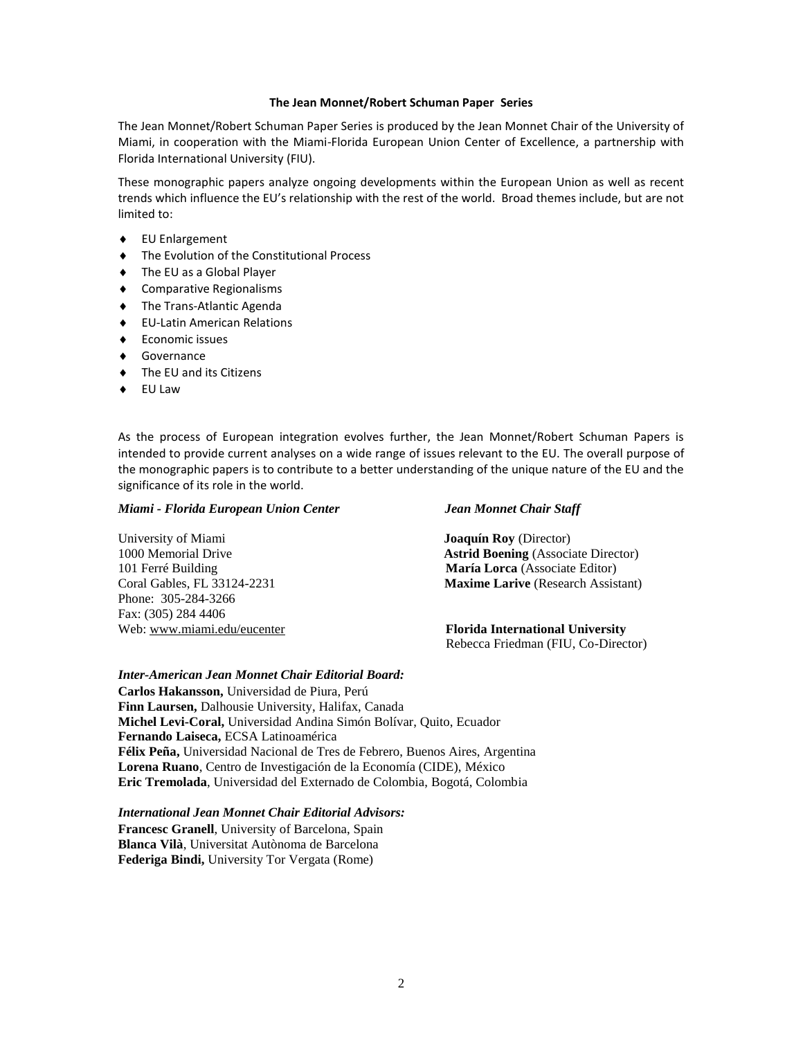**The Jean Monnet/Robert Schuman Paper Series**

The Jean Monnet/Robert Schuman Paper Series is produced by the Jean Monnet Chair of the University of Miami, in cooperation with the Miami-Florida European Union Center of Excellence, a partnership with Florida International University (FIU).

These monographic papers analyze ongoing developments within the European Union as well as recent trends which influence the EU's relationship with the rest of the world. Broad themes include, but are not limited to:

- EU Enlargement
- The Evolution of the Constitutional Process
- The EU as a Global Player
- Comparative Regionalisms
- The Trans-Atlantic Agenda
- EU-Latin American Relations
- Economic issues
- Governance
- The EU and its Citizens
- EU Law

As the process of European integration evolves further, the Jean Monnet/Robert Schuman Papers is intended to provide current analyses on a wide range of issues relevant to the EU. The overall purpose of the monographic papers is to contribute to a better understanding of the unique nature of the EU and the significance of its role in the world.

***Miami - Florida European Union Center***

University of Miami
1000 Memorial Drive
101 Ferré Building
Coral Gables, FL 33124-2231
Phone: 305-284-3266
Fax: (305) 284 4406
Web: www.miami.edu/eucenter

***Jean Monnet Chair Staff***

**Joaquín Roy** (Director)
**Astrid Boening** (Associate Director)
**María Lorca** (Associate Editor)
**Maxime Larive** (Research Assistant)

**Florida International University**
Rebecca Friedman (FIU, Co-Director)

***Inter-American Jean Monnet Chair Editorial Board:***

**Carlos Hakansson,** Universidad de Piura, Perú
**Finn Laursen,** Dalhousie University, Halifax, Canada
**Michel Levi-Coral,** Universidad Andina Simón Bolívar, Quito, Ecuador
**Fernando Laiseca,** ECSA Latinoamérica
**Félix Peña,** Universidad Nacional de Tres de Febrero, Buenos Aires, Argentina
**Lorena Ruano**, Centro de Investigación de la Economía (CIDE), México
**Eric Tremolada**, Universidad del Externado de Colombia, Bogotá, Colombia

***International Jean Monnet Chair Editorial Advisors:***

**Francesc Granell**, University of Barcelona, Spain
**Blanca Vilà**, Universitat Autònoma de Barcelona
**Federiga Bindi,** University Tor Vergata (Rome)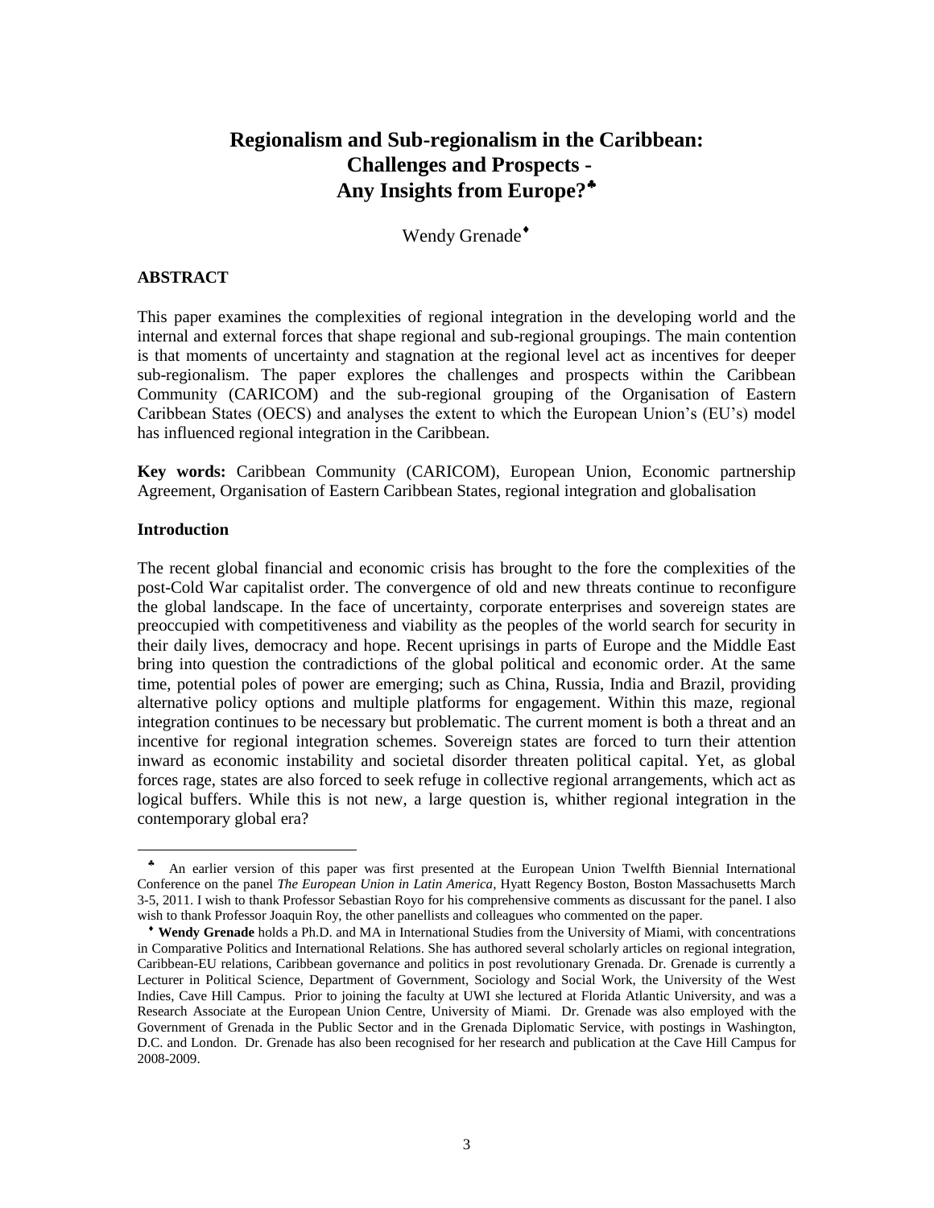# Regionalism and Sub-regionalism in the Caribbean: Challenges and Prospects - Any Insights from Europe?[♣]

Wendy Grenade[♦]

### ABSTRACT

This paper examines the complexities of regional integration in the developing world and the internal and external forces that shape regional and sub-regional groupings. The main contention is that moments of uncertainty and stagnation at the regional level act as incentives for deeper sub-regionalism. The paper explores the challenges and prospects within the Caribbean Community (CARICOM) and the sub-regional grouping of the Organisation of Eastern Caribbean States (OECS) and analyses the extent to which the European Union's (EU's) model has influenced regional integration in the Caribbean.

**Key words:** Caribbean Community (CARICOM), European Union, Economic partnership Agreement, Organisation of Eastern Caribbean States, regional integration and globalisation

### Introduction

The recent global financial and economic crisis has brought to the fore the complexities of the post-Cold War capitalist order. The convergence of old and new threats continue to reconfigure the global landscape. In the face of uncertainty, corporate enterprises and sovereign states are preoccupied with competitiveness and viability as the peoples of the world search for security in their daily lives, democracy and hope. Recent uprisings in parts of Europe and the Middle East bring into question the contradictions of the global political and economic order. At the same time, potential poles of power are emerging; such as China, Russia, India and Brazil, providing alternative policy options and multiple platforms for engagement. Within this maze, regional integration continues to be necessary but problematic. The current moment is both a threat and an incentive for regional integration schemes. Sovereign states are forced to turn their attention inward as economic instability and societal disorder threaten political capital. Yet, as global forces rage, states are also forced to seek refuge in collective regional arrangements, which act as logical buffers. While this is not new, a large question is, whither regional integration in the contemporary global era?

---

[♣] An earlier version of this paper was first presented at the European Union Twelfth Biennial International Conference on the panel *The European Union in Latin America*, Hyatt Regency Boston, Boston Massachusetts March 3-5, 2011. I wish to thank Professor Sebastian Royo for his comprehensive comments as discussant for the panel. I also wish to thank Professor Joaquin Roy, the other panellists and colleagues who commented on the paper.

[♦] **Wendy Grenade** holds a Ph.D. and MA in International Studies from the University of Miami, with concentrations in Comparative Politics and International Relations. She has authored several scholarly articles on regional integration, Caribbean-EU relations, Caribbean governance and politics in post revolutionary Grenada. Dr. Grenade is currently a Lecturer in Political Science, Department of Government, Sociology and Social Work, the University of the West Indies, Cave Hill Campus. Prior to joining the faculty at UWI she lectured at Florida Atlantic University, and was a Research Associate at the European Union Centre, University of Miami. Dr. Grenade was also employed with the Government of Grenada in the Public Sector and in the Grenada Diplomatic Service, with postings in Washington, D.C. and London. Dr. Grenade has also been recognised for her research and publication at the Cave Hill Campus for 2008-2009.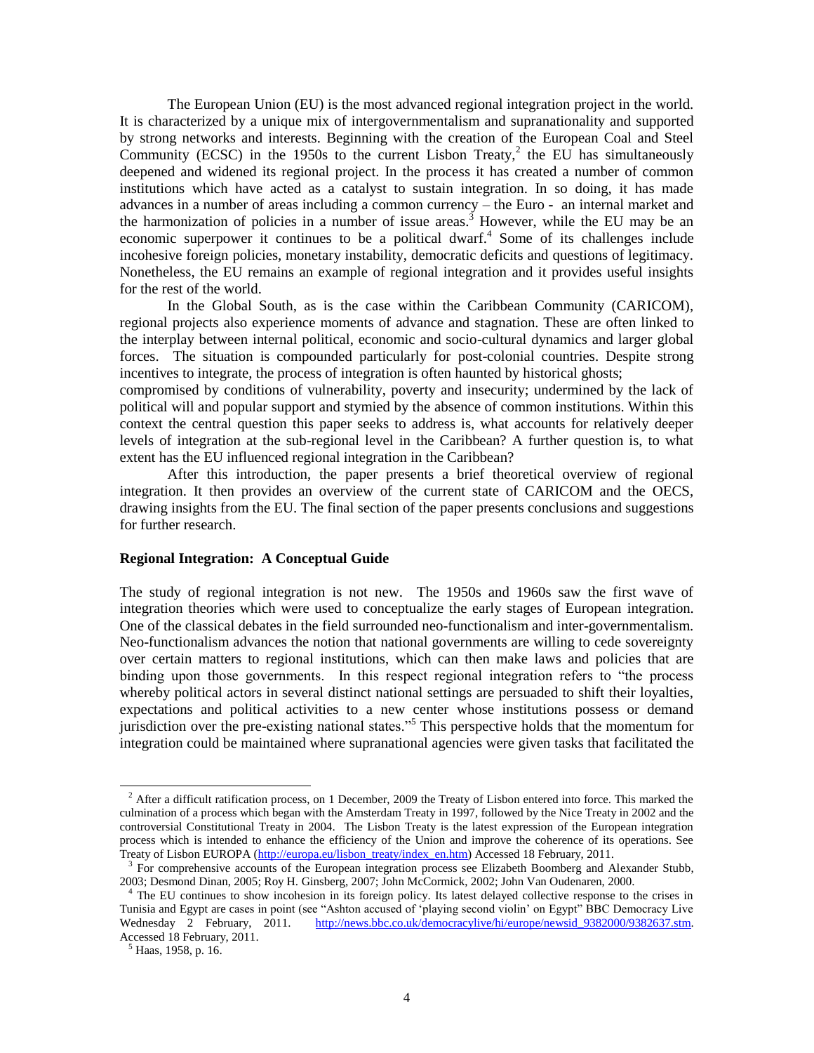The European Union (EU) is the most advanced regional integration project in the world. It is characterized by a unique mix of intergovernmentalism and supranationality and supported by strong networks and interests. Beginning with the creation of the European Coal and Steel Community (ECSC) in the 1950s to the current Lisbon Treaty,[2] the EU has simultaneously deepened and widened its regional project. In the process it has created a number of common institutions which have acted as a catalyst to sustain integration. In so doing, it has made advances in a number of areas including a common currency – the Euro - an internal market and the harmonization of policies in a number of issue areas.[3] However, while the EU may be an economic superpower it continues to be a political dwarf.[4] Some of its challenges include incohesive foreign policies, monetary instability, democratic deficits and questions of legitimacy. Nonetheless, the EU remains an example of regional integration and it provides useful insights for the rest of the world.

In the Global South, as is the case within the Caribbean Community (CARICOM), regional projects also experience moments of advance and stagnation. These are often linked to the interplay between internal political, economic and socio-cultural dynamics and larger global forces. The situation is compounded particularly for post-colonial countries. Despite strong incentives to integrate, the process of integration is often haunted by historical ghosts; compromised by conditions of vulnerability, poverty and insecurity; undermined by the lack of political will and popular support and stymied by the absence of common institutions. Within this context the central question this paper seeks to address is, what accounts for relatively deeper levels of integration at the sub-regional level in the Caribbean? A further question is, to what extent has the EU influenced regional integration in the Caribbean?

After this introduction, the paper presents a brief theoretical overview of regional integration. It then provides an overview of the current state of CARICOM and the OECS, drawing insights from the EU. The final section of the paper presents conclusions and suggestions for further research.

**Regional Integration: A Conceptual Guide**

The study of regional integration is not new. The 1950s and 1960s saw the first wave of integration theories which were used to conceptualize the early stages of European integration. One of the classical debates in the field surrounded neo-functionalism and inter-governmentalism. Neo-functionalism advances the notion that national governments are willing to cede sovereignty over certain matters to regional institutions, which can then make laws and policies that are binding upon those governments. In this respect regional integration refers to "the process whereby political actors in several distinct national settings are persuaded to shift their loyalties, expectations and political activities to a new center whose institutions possess or demand jurisdiction over the pre-existing national states."[5] This perspective holds that the momentum for integration could be maintained where supranational agencies were given tasks that facilitated the

---

[2] After a difficult ratification process, on 1 December, 2009 the Treaty of Lisbon entered into force. This marked the culmination of a process which began with the Amsterdam Treaty in 1997, followed by the Nice Treaty in 2002 and the controversial Constitutional Treaty in 2004. The Lisbon Treaty is the latest expression of the European integration process which is intended to enhance the efficiency of the Union and improve the coherence of its operations. See Treaty of Lisbon EUROPA (http://europa.eu/lisbon_treaty/index_en.htm) Accessed 18 February, 2011.

[3] For comprehensive accounts of the European integration process see Elizabeth Boomberg and Alexander Stubb, 2003; Desmond Dinan, 2005; Roy H. Ginsberg, 2007; John McCormick, 2002; John Van Oudenaren, 2000.

[4] The EU continues to show incohesion in its foreign policy. Its latest delayed collective response to the crises in Tunisia and Egypt are cases in point (see "Ashton accused of 'playing second violin' on Egypt" BBC Democracy Live Wednesday 2 February, 2011. http://news.bbc.co.uk/democracylive/hi/europe/newsid_9382000/9382637.stm. Accessed 18 February, 2011.

[5] Haas, 1958, p. 16.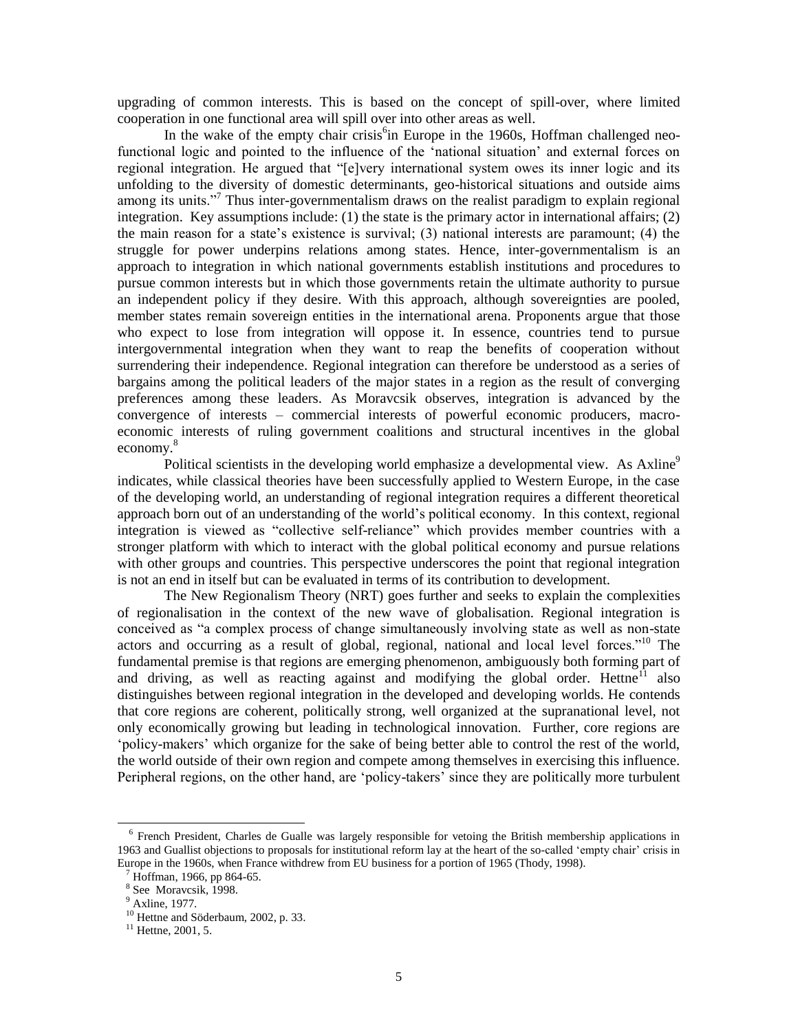upgrading of common interests. This is based on the concept of spill-over, where limited cooperation in one functional area will spill over into other areas as well.

In the wake of the empty chair crisis[6]in Europe in the 1960s, Hoffman challenged neo-functional logic and pointed to the influence of the 'national situation' and external forces on regional integration. He argued that "[e]very international system owes its inner logic and its unfolding to the diversity of domestic determinants, geo-historical situations and outside aims among its units."[7] Thus inter-governmentalism draws on the realist paradigm to explain regional integration. Key assumptions include: (1) the state is the primary actor in international affairs; (2) the main reason for a state's existence is survival; (3) national interests are paramount; (4) the struggle for power underpins relations among states. Hence, inter-governmentalism is an approach to integration in which national governments establish institutions and procedures to pursue common interests but in which those governments retain the ultimate authority to pursue an independent policy if they desire. With this approach, although sovereignties are pooled, member states remain sovereign entities in the international arena. Proponents argue that those who expect to lose from integration will oppose it. In essence, countries tend to pursue intergovernmental integration when they want to reap the benefits of cooperation without surrendering their independence. Regional integration can therefore be understood as a series of bargains among the political leaders of the major states in a region as the result of converging preferences among these leaders. As Moravcsik observes, integration is advanced by the convergence of interests – commercial interests of powerful economic producers, macro-economic interests of ruling government coalitions and structural incentives in the global economy.[8]

Political scientists in the developing world emphasize a developmental view. As Axline[9] indicates, while classical theories have been successfully applied to Western Europe, in the case of the developing world, an understanding of regional integration requires a different theoretical approach born out of an understanding of the world's political economy. In this context, regional integration is viewed as "collective self-reliance" which provides member countries with a stronger platform with which to interact with the global political economy and pursue relations with other groups and countries. This perspective underscores the point that regional integration is not an end in itself but can be evaluated in terms of its contribution to development.

The New Regionalism Theory (NRT) goes further and seeks to explain the complexities of regionalisation in the context of the new wave of globalisation. Regional integration is conceived as "a complex process of change simultaneously involving state as well as non-state actors and occurring as a result of global, regional, national and local level forces."[10] The fundamental premise is that regions are emerging phenomenon, ambiguously both forming part of and driving, as well as reacting against and modifying the global order. Hettne[11] also distinguishes between regional integration in the developed and developing worlds. He contends that core regions are coherent, politically strong, well organized at the supranational level, not only economically growing but leading in technological innovation. Further, core regions are 'policy-makers' which organize for the sake of being better able to control the rest of the world, the world outside of their own region and compete among themselves in exercising this influence. Peripheral regions, on the other hand, are 'policy-takers' since they are politically more turbulent

---

[6] French President, Charles de Gualle was largely responsible for vetoing the British membership applications in 1963 and Guallist objections to proposals for institutional reform lay at the heart of the so-called 'empty chair' crisis in Europe in the 1960s, when France withdrew from EU business for a portion of 1965 (Thody, 1998).

[7] Hoffman, 1966, pp 864-65.

[8] See Moravcsik, 1998.

[9] Axline, 1977.

[10] Hettne and Söderbaum, 2002, p. 33.

[11] Hettne, 2001, 5.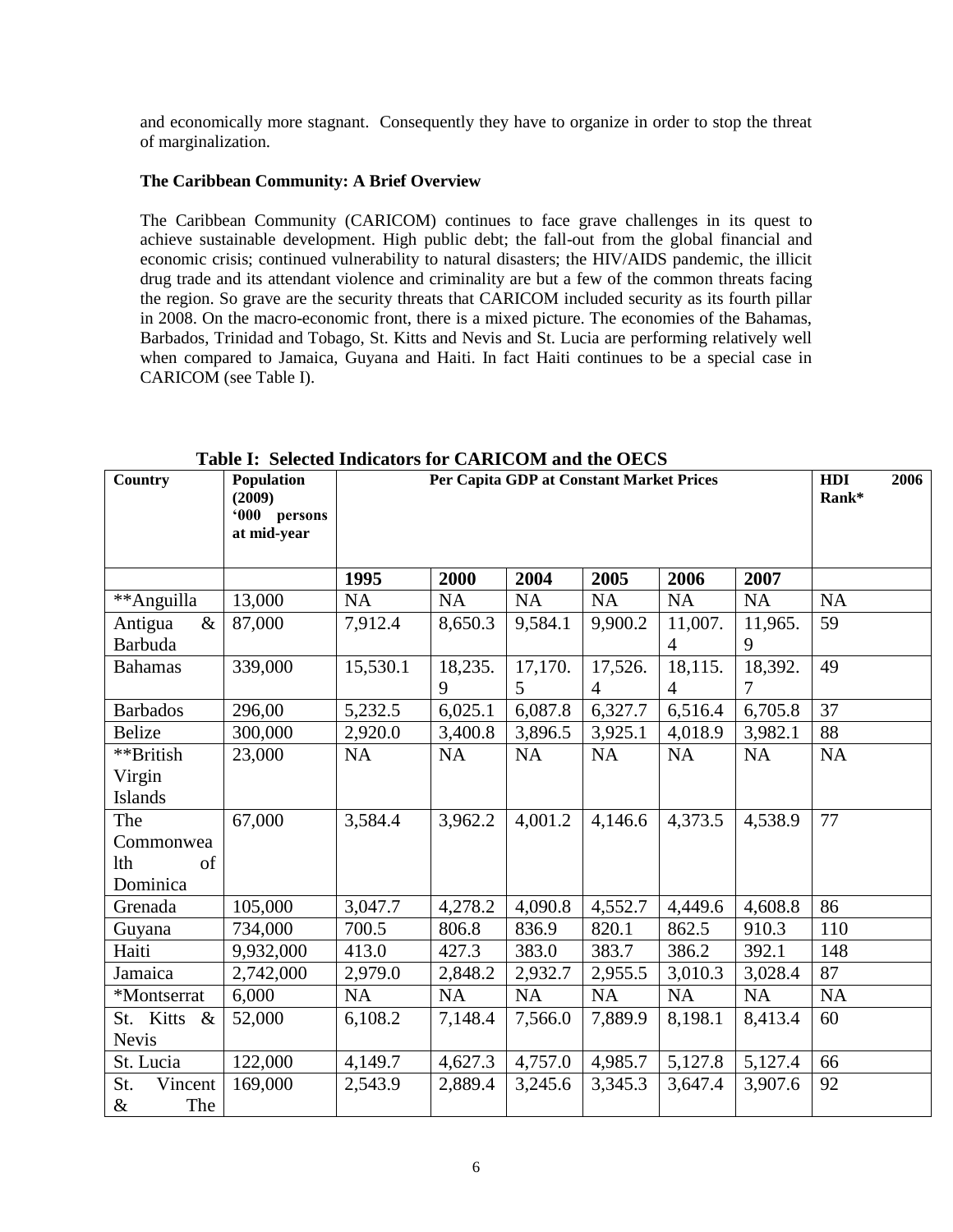and economically more stagnant. Consequently they have to organize in order to stop the threat of marginalization.

**The Caribbean Community: A Brief Overview**

The Caribbean Community (CARICOM) continues to face grave challenges in its quest to achieve sustainable development. High public debt; the fall-out from the global financial and economic crisis; continued vulnerability to natural disasters; the HIV/AIDS pandemic, the illicit drug trade and its attendant violence and criminality are but a few of the common threats facing the region. So grave are the security threats that CARICOM included security as its fourth pillar in 2008. On the macro-economic front, there is a mixed picture. The economies of the Bahamas, Barbados, Trinidad and Tobago, St. Kitts and Nevis and St. Lucia are performing relatively well when compared to Jamaica, Guyana and Haiti. In fact Haiti continues to be a special case in CARICOM (see Table I).

**Table I: Selected Indicators for CARICOM and the OECS**

| Country | Population (2009) '000 persons at mid-year | Per Capita GDP at Constant Market Prices | | | | | | HDI 2006 Rank* |
|---|---|---|---|---|---|---|---|---|
| | | 1995 | 2000 | 2004 | 2005 | 2006 | 2007 | |
| **Anguilla | 13,000 | NA | NA | NA | NA | NA | NA | NA |
| Antigua & Barbuda | 87,000 | 7,912.4 | 8,650.3 | 9,584.1 | 9,900.2 | 11,007.4 | 11,965.9 | 59 |
| Bahamas | 339,000 | 15,530.1 | 18,235.9 | 17,170.5 | 17,526.4 | 18,115.4 | 18,392.7 | 49 |
| Barbados | 296,00 | 5,232.5 | 6,025.1 | 6,087.8 | 6,327.7 | 6,516.4 | 6,705.8 | 37 |
| Belize | 300,000 | 2,920.0 | 3,400.8 | 3,896.5 | 3,925.1 | 4,018.9 | 3,982.1 | 88 |
| **British Virgin Islands | 23,000 | NA | NA | NA | NA | NA | NA | NA |
| The Commonwealth of Dominica | 67,000 | 3,584.4 | 3,962.2 | 4,001.2 | 4,146.6 | 4,373.5 | 4,538.9 | 77 |
| Grenada | 105,000 | 3,047.7 | 4,278.2 | 4,090.8 | 4,552.7 | 4,449.6 | 4,608.8 | 86 |
| Guyana | 734,000 | 700.5 | 806.8 | 836.9 | 820.1 | 862.5 | 910.3 | 110 |
| Haiti | 9,932,000 | 413.0 | 427.3 | 383.0 | 383.7 | 386.2 | 392.1 | 148 |
| Jamaica | 2,742,000 | 2,979.0 | 2,848.2 | 2,932.7 | 2,955.5 | 3,010.3 | 3,028.4 | 87 |
| *Montserrat | 6,000 | NA | NA | NA | NA | NA | NA | NA |
| St. Kitts & Nevis | 52,000 | 6,108.2 | 7,148.4 | 7,566.0 | 7,889.9 | 8,198.1 | 8,413.4 | 60 |
| St. Lucia | 122,000 | 4,149.7 | 4,627.3 | 4,757.0 | 4,985.7 | 5,127.8 | 5,127.4 | 66 |
| St. Vincent & The | 169,000 | 2,543.9 | 2,889.4 | 3,245.6 | 3,345.3 | 3,647.4 | 3,907.6 | 92 |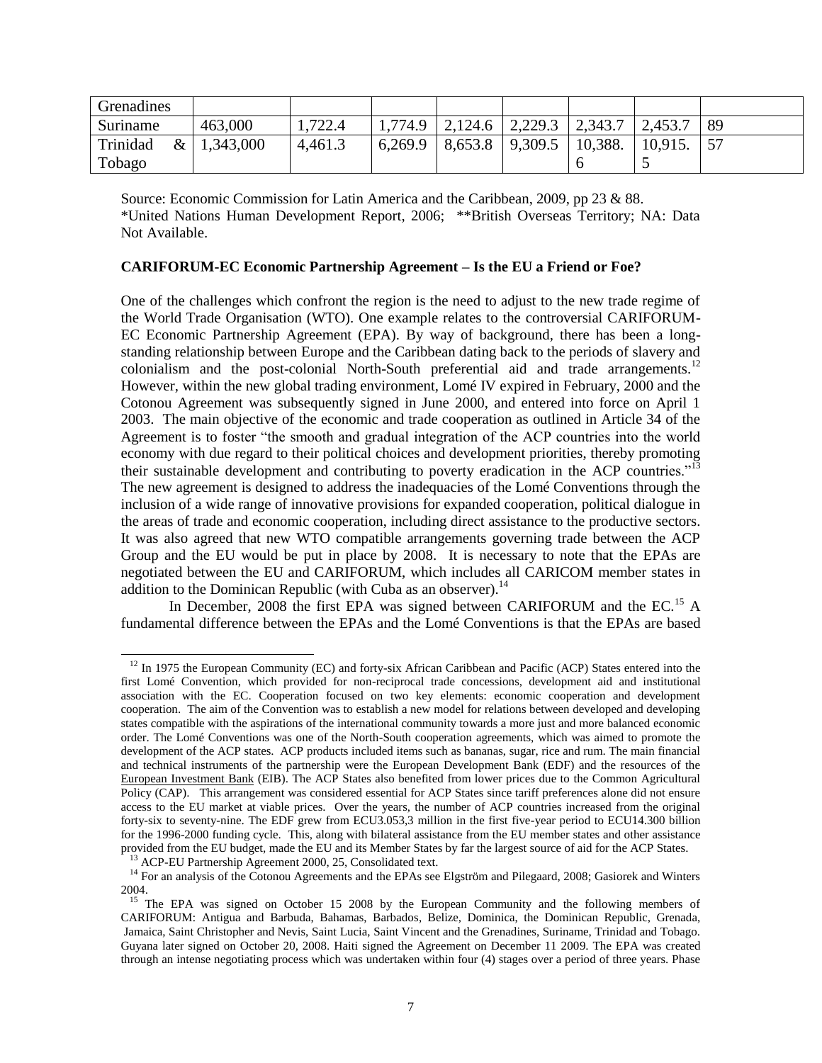| Grenadines | | | | | | | | |
|---|---|---|---|---|---|---|---|---|
| Suriname | 463,000 | 1,722.4 | 1,774.9 | 2,124.6 | 2,229.3 | 2,343.7 | 2,453.7 | 89 |
| Trinidad & Tobago | 1,343,000 | 4,461.3 | 6,269.9 | 8,653.8 | 9,309.5 | 10,388.6 | 10,915.5 | 57 |

Source: Economic Commission for Latin America and the Caribbean, 2009, pp 23 & 88.
*United Nations Human Development Report, 2006; **British Overseas Territory; NA: Data Not Available.

**CARIFORUM-EC Economic Partnership Agreement – Is the EU a Friend or Foe?**

One of the challenges which confront the region is the need to adjust to the new trade regime of the World Trade Organisation (WTO). One example relates to the controversial CARIFORUM-EC Economic Partnership Agreement (EPA). By way of background, there has been a long-standing relationship between Europe and the Caribbean dating back to the periods of slavery and colonialism and the post-colonial North-South preferential aid and trade arrangements.[12] However, within the new global trading environment, Lomé IV expired in February, 2000 and the Cotonou Agreement was subsequently signed in June 2000, and entered into force on April 1 2003. The main objective of the economic and trade cooperation as outlined in Article 34 of the Agreement is to foster "the smooth and gradual integration of the ACP countries into the world economy with due regard to their political choices and development priorities, thereby promoting their sustainable development and contributing to poverty eradication in the ACP countries."[13] The new agreement is designed to address the inadequacies of the Lomé Conventions through the inclusion of a wide range of innovative provisions for expanded cooperation, political dialogue in the areas of trade and economic cooperation, including direct assistance to the productive sectors. It was also agreed that new WTO compatible arrangements governing trade between the ACP Group and the EU would be put in place by 2008. It is necessary to note that the EPAs are negotiated between the EU and CARIFORUM, which includes all CARICOM member states in addition to the Dominican Republic (with Cuba as an observer).[14]

In December, 2008 the first EPA was signed between CARIFORUM and the EC.[15] A fundamental difference between the EPAs and the Lomé Conventions is that the EPAs are based

---

[12] In 1975 the European Community (EC) and forty-six African Caribbean and Pacific (ACP) States entered into the first Lomé Convention, which provided for non-reciprocal trade concessions, development aid and institutional association with the EC. Cooperation focused on two key elements: economic cooperation and development cooperation. The aim of the Convention was to establish a new model for relations between developed and developing states compatible with the aspirations of the international community towards a more just and more balanced economic order. The Lomé Conventions was one of the North-South cooperation agreements, which was aimed to promote the development of the ACP states. ACP products included items such as bananas, sugar, rice and rum. The main financial and technical instruments of the partnership were the European Development Bank (EDF) and the resources of the European Investment Bank (EIB). The ACP States also benefited from lower prices due to the Common Agricultural Policy (CAP). This arrangement was considered essential for ACP States since tariff preferences alone did not ensure access to the EU market at viable prices. Over the years, the number of ACP countries increased from the original forty-six to seventy-nine. The EDF grew from ECU3.053,3 million in the first five-year period to ECU14.300 billion for the 1996-2000 funding cycle. This, along with bilateral assistance from the EU member states and other assistance provided from the EU budget, made the EU and its Member States by far the largest source of aid for the ACP States.

[13] ACP-EU Partnership Agreement 2000, 25, Consolidated text.

[14] For an analysis of the Cotonou Agreements and the EPAs see Elgström and Pilegaard, 2008; Gasiorek and Winters 2004.

[15] The EPA was signed on October 15 2008 by the European Community and the following members of CARIFORUM: Antigua and Barbuda, Bahamas, Barbados, Belize, Dominica, the Dominican Republic, Grenada, Jamaica, Saint Christopher and Nevis, Saint Lucia, Saint Vincent and the Grenadines, Suriname, Trinidad and Tobago. Guyana later signed on October 20, 2008. Haiti signed the Agreement on December 11 2009. The EPA was created through an intense negotiating process which was undertaken within four (4) stages over a period of three years. Phase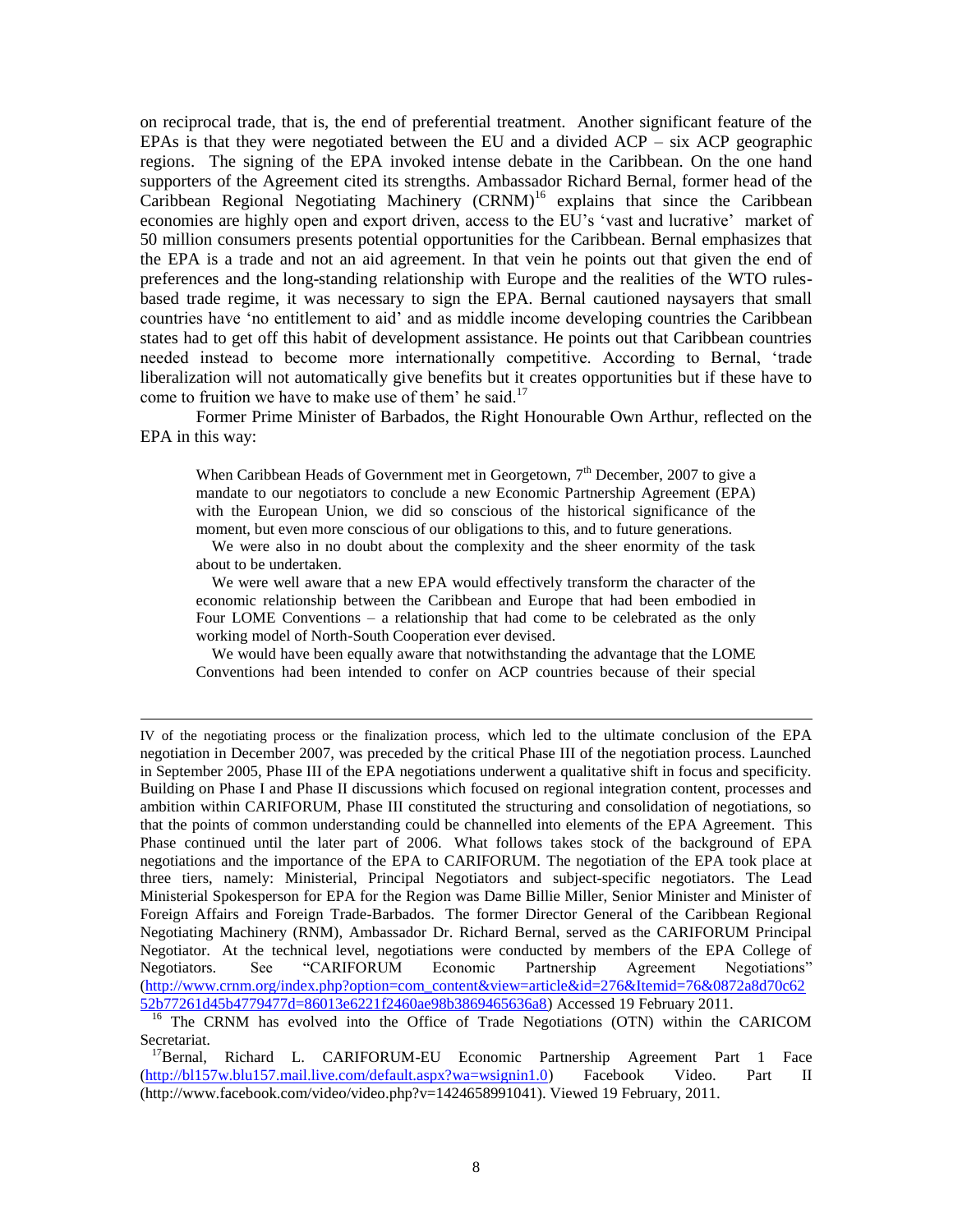on reciprocal trade, that is, the end of preferential treatment. Another significant feature of the EPAs is that they were negotiated between the EU and a divided ACP – six ACP geographic regions. The signing of the EPA invoked intense debate in the Caribbean. On the one hand supporters of the Agreement cited its strengths. Ambassador Richard Bernal, former head of the Caribbean Regional Negotiating Machinery (CRNM)[16] explains that since the Caribbean economies are highly open and export driven, access to the EU's 'vast and lucrative' market of 50 million consumers presents potential opportunities for the Caribbean. Bernal emphasizes that the EPA is a trade and not an aid agreement. In that vein he points out that given the end of preferences and the long-standing relationship with Europe and the realities of the WTO rules-based trade regime, it was necessary to sign the EPA. Bernal cautioned naysayers that small countries have 'no entitlement to aid' and as middle income developing countries the Caribbean states had to get off this habit of development assistance. He points out that Caribbean countries needed instead to become more internationally competitive. According to Bernal, 'trade liberalization will not automatically give benefits but it creates opportunities but if these have to come to fruition we have to make use of them' he said.[17]

Former Prime Minister of Barbados, the Right Honourable Own Arthur, reflected on the EPA in this way:

> When Caribbean Heads of Government met in Georgetown, 7th December, 2007 to give a mandate to our negotiators to conclude a new Economic Partnership Agreement (EPA) with the European Union, we did so conscious of the historical significance of the moment, but even more conscious of our obligations to this, and to future generations.
>
> We were also in no doubt about the complexity and the sheer enormity of the task about to be undertaken.
>
> We were well aware that a new EPA would effectively transform the character of the economic relationship between the Caribbean and Europe that had been embodied in Four LOME Conventions – a relationship that had come to be celebrated as the only working model of North-South Cooperation ever devised.
>
> We would have been equally aware that notwithstanding the advantage that the LOME Conventions had been intended to confer on ACP countries because of their special

---

IV of the negotiating process or the finalization process, which led to the ultimate conclusion of the EPA negotiation in December 2007, was preceded by the critical Phase III of the negotiation process. Launched in September 2005, Phase III of the EPA negotiations underwent a qualitative shift in focus and specificity. Building on Phase I and Phase II discussions which focused on regional integration content, processes and ambition within CARIFORUM, Phase III constituted the structuring and consolidation of negotiations, so that the points of common understanding could be channelled into elements of the EPA Agreement. This Phase continued until the later part of 2006. What follows takes stock of the background of EPA negotiations and the importance of the EPA to CARIFORUM. The negotiation of the EPA took place at three tiers, namely: Ministerial, Principal Negotiators and subject-specific negotiators. The Lead Ministerial Spokesperson for EPA for the Region was Dame Billie Miller, Senior Minister and Minister of Foreign Affairs and Foreign Trade-Barbados. The former Director General of the Caribbean Regional Negotiating Machinery (RNM), Ambassador Dr. Richard Bernal, served as the CARIFORUM Principal Negotiator. At the technical level, negotiations were conducted by members of the EPA College of Negotiators. See "CARIFORUM Economic Partnership Agreement Negotiations" (http://www.crnm.org/index.php?option=com_content&view=article&id=276&Itemid=76&0872a8d70c6252b77261d45b4779477d=86013e6221f2460ae98b3869465636a8) Accessed 19 February 2011.

[16] The CRNM has evolved into the Office of Trade Negotiations (OTN) within the CARICOM Secretariat.

[17] Bernal, Richard L. CARIFORUM-EU Economic Partnership Agreement Part 1 Face (http://bl157w.blu157.mail.live.com/default.aspx?wa=wsignin1.0) Facebook Video. Part II (http://www.facebook.com/video/video.php?v=1424658991041). Viewed 19 February, 2011.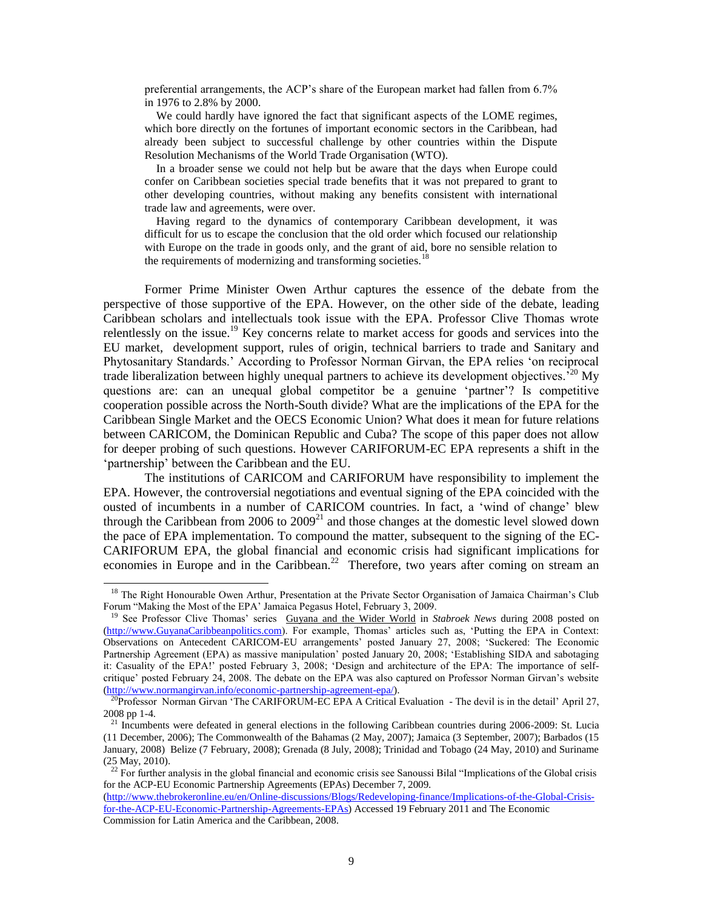> preferential arrangements, the ACP's share of the European market had fallen from 6.7% in 1976 to 2.8% by 2000.
>
> We could hardly have ignored the fact that significant aspects of the LOME regimes, which bore directly on the fortunes of important economic sectors in the Caribbean, had already been subject to successful challenge by other countries within the Dispute Resolution Mechanisms of the World Trade Organisation (WTO).
>
> In a broader sense we could not help but be aware that the days when Europe could confer on Caribbean societies special trade benefits that it was not prepared to grant to other developing countries, without making any benefits consistent with international trade law and agreements, were over.
>
> Having regard to the dynamics of contemporary Caribbean development, it was difficult for us to escape the conclusion that the old order which focused our relationship with Europe on the trade in goods only, and the grant of aid, bore no sensible relation to the requirements of modernizing and transforming societies.[18]

Former Prime Minister Owen Arthur captures the essence of the debate from the perspective of those supportive of the EPA. However, on the other side of the debate, leading Caribbean scholars and intellectuals took issue with the EPA. Professor Clive Thomas wrote relentlessly on the issue.[19] Key concerns relate to market access for goods and services into the EU market, development support, rules of origin, technical barriers to trade and Sanitary and Phytosanitary Standards.' According to Professor Norman Girvan, the EPA relies 'on reciprocal trade liberalization between highly unequal partners to achieve its development objectives.'[20] My questions are: can an unequal global competitor be a genuine 'partner'? Is competitive cooperation possible across the North-South divide? What are the implications of the EPA for the Caribbean Single Market and the OECS Economic Union? What does it mean for future relations between CARICOM, the Dominican Republic and Cuba? The scope of this paper does not allow for deeper probing of such questions. However CARIFORUM-EC EPA represents a shift in the 'partnership' between the Caribbean and the EU.

The institutions of CARICOM and CARIFORUM have responsibility to implement the EPA. However, the controversial negotiations and eventual signing of the EPA coincided with the ousted of incumbents in a number of CARICOM countries. In fact, a 'wind of change' blew through the Caribbean from 2006 to 2009[21] and those changes at the domestic level slowed down the pace of EPA implementation. To compound the matter, subsequent to the signing of the EC-CARIFORUM EPA, the global financial and economic crisis had significant implications for economies in Europe and in the Caribbean.[22] Therefore, two years after coming on stream an

---

[18] The Right Honourable Owen Arthur, Presentation at the Private Sector Organisation of Jamaica Chairman's Club Forum "Making the Most of the EPA' Jamaica Pegasus Hotel, February 3, 2009.

[19] See Professor Clive Thomas' series Guyana and the Wider World in *Stabroek News* during 2008 posted on (http://www.GuyanaCaribbeanpolitics.com). For example, Thomas' articles such as, 'Putting the EPA in Context: Observations on Antecedent CARICOM-EU arrangements' posted January 27, 2008; 'Suckered: The Economic Partnership Agreement (EPA) as massive manipulation' posted January 20, 2008; 'Establishing SIDA and sabotaging it: Casuality of the EPA!' posted February 3, 2008; 'Design and architecture of the EPA: The importance of self-critique' posted February 24, 2008. The debate on the EPA was also captured on Professor Norman Girvan's website (http://www.normangirvan.info/economic-partnership-agreement-epa/).

[20] Professor Norman Girvan 'The CARIFORUM-EC EPA A Critical Evaluation - The devil is in the detail' April 27, 2008 pp 1-4.

[21] Incumbents were defeated in general elections in the following Caribbean countries during 2006-2009: St. Lucia (11 December, 2006); The Commonwealth of the Bahamas (2 May, 2007); Jamaica (3 September, 2007); Barbados (15 January, 2008) Belize (7 February, 2008); Grenada (8 July, 2008); Trinidad and Tobago (24 May, 2010) and Suriname (25 May, 2010).

[22] For further analysis in the global financial and economic crisis see Sanoussi Bilal "Implications of the Global crisis for the ACP-EU Economic Partnership Agreements (EPAs) December 7, 2009. (http://www.thebrokeronline.eu/en/Online-discussions/Blogs/Redeveloping-finance/Implications-of-the-Global-Crisis-for-the-ACP-EU-Economic-Partnership-Agreements-EPAs) Accessed 19 February 2011 and The Economic Commission for Latin America and the Caribbean, 2008.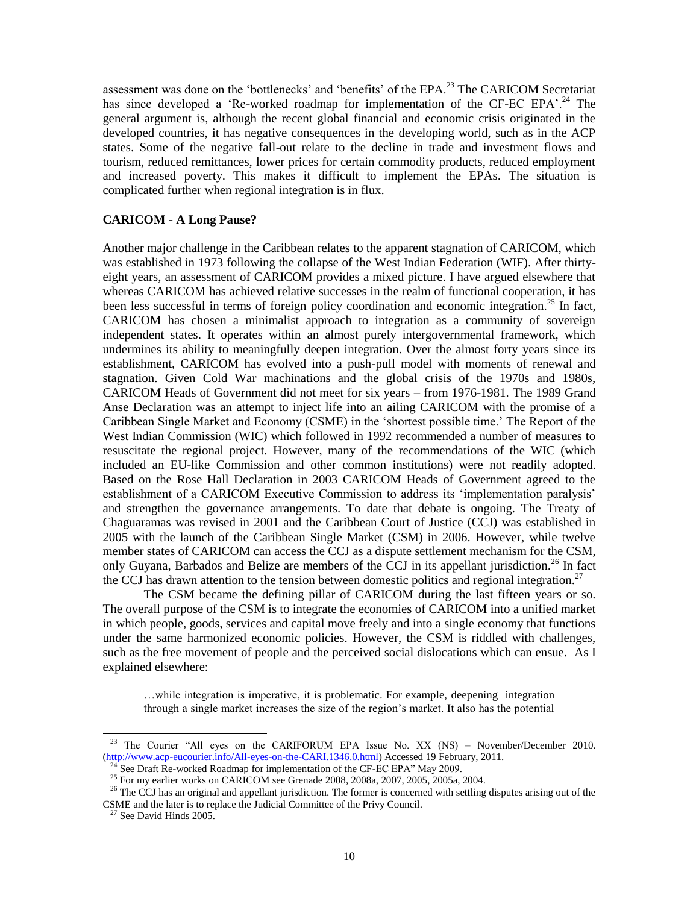assessment was done on the 'bottlenecks' and 'benefits' of the EPA.[23] The CARICOM Secretariat has since developed a 'Re-worked roadmap for implementation of the CF-EC EPA'.[24] The general argument is, although the recent global financial and economic crisis originated in the developed countries, it has negative consequences in the developing world, such as in the ACP states. Some of the negative fall-out relate to the decline in trade and investment flows and tourism, reduced remittances, lower prices for certain commodity products, reduced employment and increased poverty. This makes it difficult to implement the EPAs. The situation is complicated further when regional integration is in flux.

**CARICOM - A Long Pause?**

Another major challenge in the Caribbean relates to the apparent stagnation of CARICOM, which was established in 1973 following the collapse of the West Indian Federation (WIF). After thirty-eight years, an assessment of CARICOM provides a mixed picture. I have argued elsewhere that whereas CARICOM has achieved relative successes in the realm of functional cooperation, it has been less successful in terms of foreign policy coordination and economic integration.[25] In fact, CARICOM has chosen a minimalist approach to integration as a community of sovereign independent states. It operates within an almost purely intergovernmental framework, which undermines its ability to meaningfully deepen integration. Over the almost forty years since its establishment, CARICOM has evolved into a push-pull model with moments of renewal and stagnation. Given Cold War machinations and the global crisis of the 1970s and 1980s, CARICOM Heads of Government did not meet for six years – from 1976-1981. The 1989 Grand Anse Declaration was an attempt to inject life into an ailing CARICOM with the promise of a Caribbean Single Market and Economy (CSME) in the 'shortest possible time.' The Report of the West Indian Commission (WIC) which followed in 1992 recommended a number of measures to resuscitate the regional project. However, many of the recommendations of the WIC (which included an EU-like Commission and other common institutions) were not readily adopted. Based on the Rose Hall Declaration in 2003 CARICOM Heads of Government agreed to the establishment of a CARICOM Executive Commission to address its 'implementation paralysis' and strengthen the governance arrangements. To date that debate is ongoing. The Treaty of Chaguaramas was revised in 2001 and the Caribbean Court of Justice (CCJ) was established in 2005 with the launch of the Caribbean Single Market (CSM) in 2006. However, while twelve member states of CARICOM can access the CCJ as a dispute settlement mechanism for the CSM, only Guyana, Barbados and Belize are members of the CCJ in its appellant jurisdiction.[26] In fact the CCJ has drawn attention to the tension between domestic politics and regional integration.[27]

The CSM became the defining pillar of CARICOM during the last fifteen years or so. The overall purpose of the CSM is to integrate the economies of CARICOM into a unified market in which people, goods, services and capital move freely and into a single economy that functions under the same harmonized economic policies. However, the CSM is riddled with challenges, such as the free movement of people and the perceived social dislocations which can ensue. As I explained elsewhere:

> …while integration is imperative, it is problematic. For example, deepening integration through a single market increases the size of the region's market. It also has the potential

---

[23] The Courier "All eyes on the CARIFORUM EPA Issue No. XX (NS) – November/December 2010. (http://www.acp-eucourier.info/All-eyes-on-the-CARI.1346.0.html) Accessed 19 February, 2011.

[24] See Draft Re-worked Roadmap for implementation of the CF-EC EPA" May 2009.

[25] For my earlier works on CARICOM see Grenade 2008, 2008a, 2007, 2005, 2005a, 2004.

[26] The CCJ has an original and appellant jurisdiction. The former is concerned with settling disputes arising out of the CSME and the later is to replace the Judicial Committee of the Privy Council.

[27] See David Hinds 2005.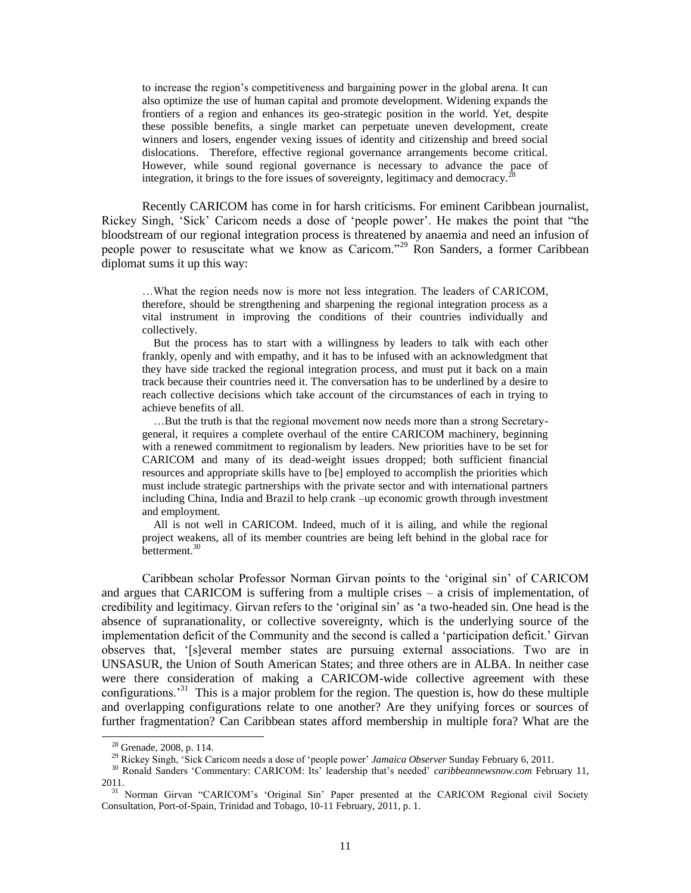> to increase the region's competitiveness and bargaining power in the global arena. It can also optimize the use of human capital and promote development. Widening expands the frontiers of a region and enhances its geo-strategic position in the world. Yet, despite these possible benefits, a single market can perpetuate uneven development, create winners and losers, engender vexing issues of identity and citizenship and breed social dislocations. Therefore, effective regional governance arrangements become critical. However, while sound regional governance is necessary to advance the pace of integration, it brings to the fore issues of sovereignty, legitimacy and democracy.[28]

Recently CARICOM has come in for harsh criticisms. For eminent Caribbean journalist, Rickey Singh, 'Sick' Caricom needs a dose of 'people power'. He makes the point that "the bloodstream of our regional integration process is threatened by anaemia and need an infusion of people power to resuscitate what we know as Caricom."[29] Ron Sanders, a former Caribbean diplomat sums it up this way:

> …What the region needs now is more not less integration. The leaders of CARICOM, therefore, should be strengthening and sharpening the regional integration process as a vital instrument in improving the conditions of their countries individually and collectively.
>
> But the process has to start with a willingness by leaders to talk with each other frankly, openly and with empathy, and it has to be infused with an acknowledgment that they have side tracked the regional integration process, and must put it back on a main track because their countries need it. The conversation has to be underlined by a desire to reach collective decisions which take account of the circumstances of each in trying to achieve benefits of all.
>
> …But the truth is that the regional movement now needs more than a strong Secretary-general, it requires a complete overhaul of the entire CARICOM machinery, beginning with a renewed commitment to regionalism by leaders. New priorities have to be set for CARICOM and many of its dead-weight issues dropped; both sufficient financial resources and appropriate skills have to [be] employed to accomplish the priorities which must include strategic partnerships with the private sector and with international partners including China, India and Brazil to help crank –up economic growth through investment and employment.
>
> All is not well in CARICOM. Indeed, much of it is ailing, and while the regional project weakens, all of its member countries are being left behind in the global race for betterment.[30]

Caribbean scholar Professor Norman Girvan points to the 'original sin' of CARICOM and argues that CARICOM is suffering from a multiple crises – a crisis of implementation, of credibility and legitimacy. Girvan refers to the 'original sin' as 'a two-headed sin. One head is the absence of supranationality, or collective sovereignty, which is the underlying source of the implementation deficit of the Community and the second is called a 'participation deficit.' Girvan observes that, '[s]everal member states are pursuing external associations. Two are in UNSASUR, the Union of South American States; and three others are in ALBA. In neither case were there consideration of making a CARICOM-wide collective agreement with these configurations.'[31] This is a major problem for the region. The question is, how do these multiple and overlapping configurations relate to one another? Are they unifying forces or sources of further fragmentation? Can Caribbean states afford membership in multiple fora? What are the

---

[28] Grenade, 2008, p. 114.

[29] Rickey Singh, 'Sick Caricom needs a dose of 'people power' *Jamaica Observer* Sunday February 6, 2011.

[30] Ronald Sanders 'Commentary: CARICOM: Its' leadership that's needed' *caribbeannewsnow.com* February 11, 2011.

[31] Norman Girvan "CARICOM's 'Original Sin' Paper presented at the CARICOM Regional civil Society Consultation, Port-of-Spain, Trinidad and Tobago, 10-11 February, 2011, p. 1.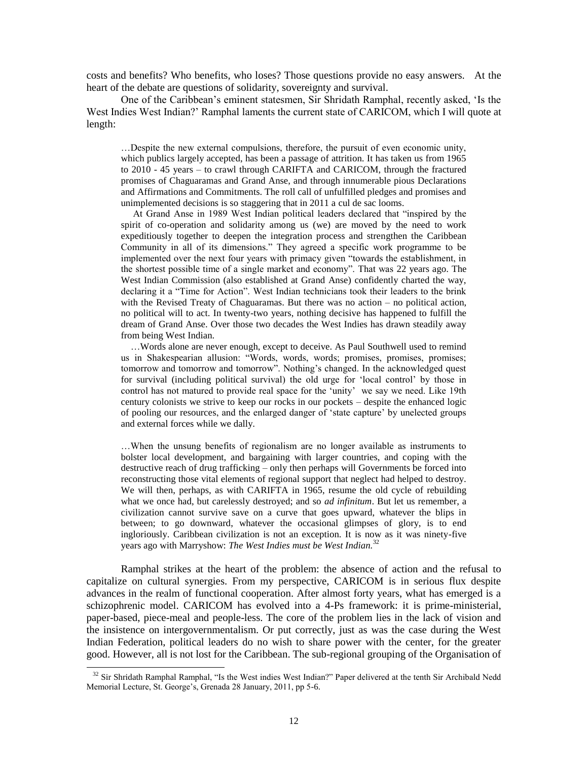costs and benefits? Who benefits, who loses? Those questions provide no easy answers. At the heart of the debate are questions of solidarity, sovereignty and survival.

One of the Caribbean's eminent statesmen, Sir Shridath Ramphal, recently asked, 'Is the West Indies West Indian?' Ramphal laments the current state of CARICOM, which I will quote at length:

> …Despite the new external compulsions, therefore, the pursuit of even economic unity, which publics largely accepted, has been a passage of attrition. It has taken us from 1965 to 2010 - 45 years – to crawl through CARIFTA and CARICOM, through the fractured promises of Chaguaramas and Grand Anse, and through innumerable pious Declarations and Affirmations and Commitments. The roll call of unfulfilled pledges and promises and unimplemented decisions is so staggering that in 2011 a cul de sac looms.
>
> At Grand Anse in 1989 West Indian political leaders declared that "inspired by the spirit of co-operation and solidarity among us (we) are moved by the need to work expeditiously together to deepen the integration process and strengthen the Caribbean Community in all of its dimensions." They agreed a specific work programme to be implemented over the next four years with primacy given "towards the establishment, in the shortest possible time of a single market and economy". That was 22 years ago. The West Indian Commission (also established at Grand Anse) confidently charted the way, declaring it a "Time for Action". West Indian technicians took their leaders to the brink with the Revised Treaty of Chaguaramas. But there was no action – no political action, no political will to act. In twenty-two years, nothing decisive has happened to fulfill the dream of Grand Anse. Over those two decades the West Indies has drawn steadily away from being West Indian.
>
> …Words alone are never enough, except to deceive. As Paul Southwell used to remind us in Shakespearian allusion: "Words, words, words; promises, promises, promises; tomorrow and tomorrow and tomorrow". Nothing's changed. In the acknowledged quest for survival (including political survival) the old urge for 'local control' by those in control has not matured to provide real space for the 'unity' we say we need. Like 19th century colonists we strive to keep our rocks in our pockets – despite the enhanced logic of pooling our resources, and the enlarged danger of 'state capture' by unelected groups and external forces while we dally.
>
> …When the unsung benefits of regionalism are no longer available as instruments to bolster local development, and bargaining with larger countries, and coping with the destructive reach of drug trafficking – only then perhaps will Governments be forced into reconstructing those vital elements of regional support that neglect had helped to destroy. We will then, perhaps, as with CARIFTA in 1965, resume the old cycle of rebuilding what we once had, but carelessly destroyed; and so *ad infinitum*. But let us remember, a civilization cannot survive save on a curve that goes upward, whatever the blips in between; to go downward, whatever the occasional glimpses of glory, is to end ingloriously. Caribbean civilization is not an exception. It is now as it was ninety-five years ago with Marryshow: *The West Indies must be West Indian.*[32]

Ramphal strikes at the heart of the problem: the absence of action and the refusal to capitalize on cultural synergies. From my perspective, CARICOM is in serious flux despite advances in the realm of functional cooperation. After almost forty years, what has emerged is a schizophrenic model. CARICOM has evolved into a 4-Ps framework: it is prime-ministerial, paper-based, piece-meal and people-less. The core of the problem lies in the lack of vision and the insistence on intergovernmentalism. Or put correctly, just as was the case during the West Indian Federation, political leaders do no wish to share power with the center, for the greater good. However, all is not lost for the Caribbean. The sub-regional grouping of the Organisation of

---

[32] Sir Shridath Ramphal Ramphal, "Is the West indies West Indian?" Paper delivered at the tenth Sir Archibald Nedd Memorial Lecture, St. George's, Grenada 28 January, 2011, pp 5-6.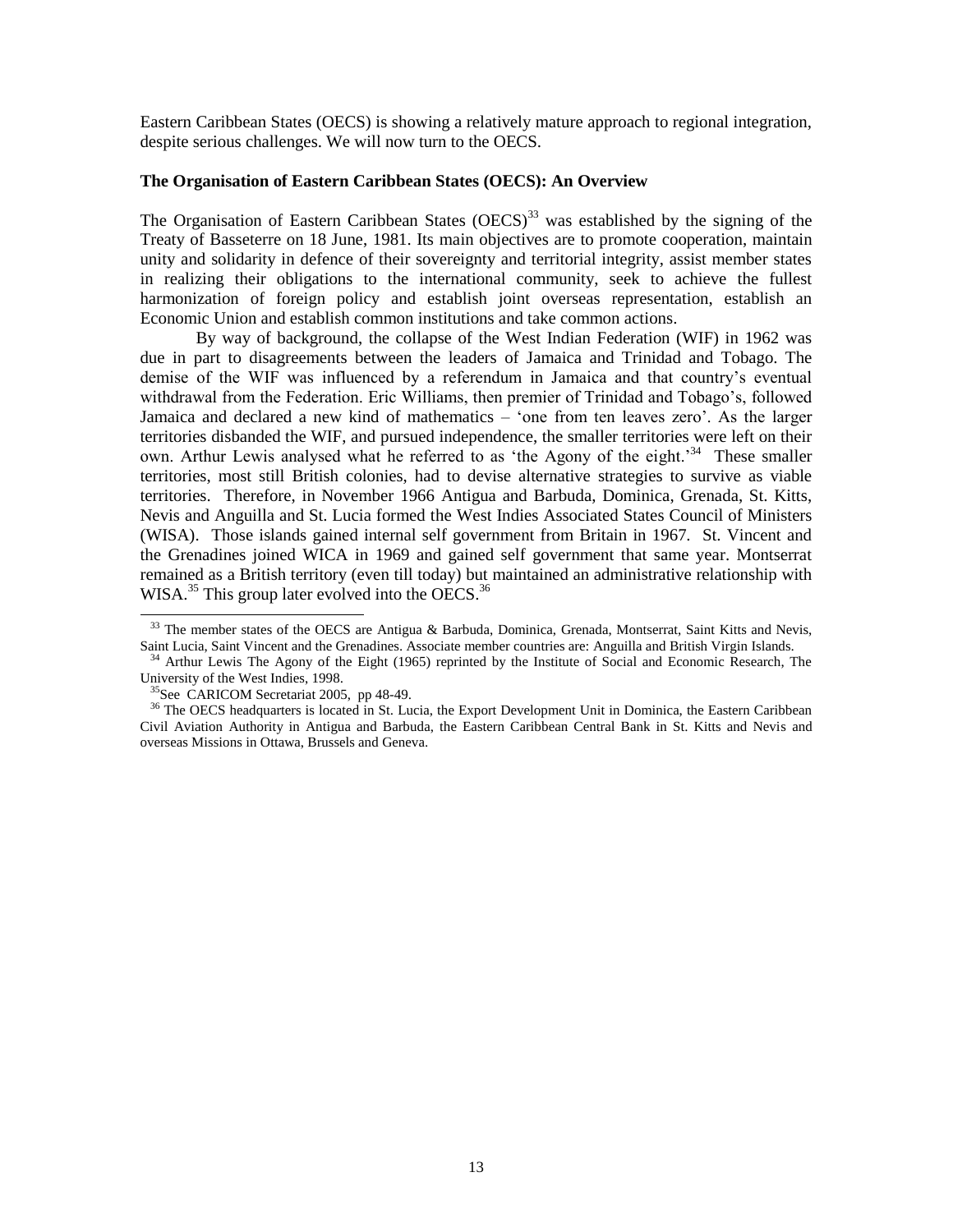Eastern Caribbean States (OECS) is showing a relatively mature approach to regional integration, despite serious challenges. We will now turn to the OECS.

**The Organisation of Eastern Caribbean States (OECS): An Overview**

The Organisation of Eastern Caribbean States (OECS)[33] was established by the signing of the Treaty of Basseterre on 18 June, 1981. Its main objectives are to promote cooperation, maintain unity and solidarity in defence of their sovereignty and territorial integrity, assist member states in realizing their obligations to the international community, seek to achieve the fullest harmonization of foreign policy and establish joint overseas representation, establish an Economic Union and establish common institutions and take common actions.

By way of background, the collapse of the West Indian Federation (WIF) in 1962 was due in part to disagreements between the leaders of Jamaica and Trinidad and Tobago. The demise of the WIF was influenced by a referendum in Jamaica and that country's eventual withdrawal from the Federation. Eric Williams, then premier of Trinidad and Tobago's, followed Jamaica and declared a new kind of mathematics – 'one from ten leaves zero'. As the larger territories disbanded the WIF, and pursued independence, the smaller territories were left on their own. Arthur Lewis analysed what he referred to as 'the Agony of the eight.'[34] These smaller territories, most still British colonies, had to devise alternative strategies to survive as viable territories. Therefore, in November 1966 Antigua and Barbuda, Dominica, Grenada, St. Kitts, Nevis and Anguilla and St. Lucia formed the West Indies Associated States Council of Ministers (WISA). Those islands gained internal self government from Britain in 1967. St. Vincent and the Grenadines joined WICA in 1969 and gained self government that same year. Montserrat remained as a British territory (even till today) but maintained an administrative relationship with WISA.[35] This group later evolved into the OECS.[36]

---

[33] The member states of the OECS are Antigua & Barbuda, Dominica, Grenada, Montserrat, Saint Kitts and Nevis, Saint Lucia, Saint Vincent and the Grenadines. Associate member countries are: Anguilla and British Virgin Islands.

[34] Arthur Lewis The Agony of the Eight (1965) reprinted by the Institute of Social and Economic Research, The University of the West Indies, 1998.

[35] See CARICOM Secretariat 2005, pp 48-49.

[36] The OECS headquarters is located in St. Lucia, the Export Development Unit in Dominica, the Eastern Caribbean Civil Aviation Authority in Antigua and Barbuda, the Eastern Caribbean Central Bank in St. Kitts and Nevis and overseas Missions in Ottawa, Brussels and Geneva.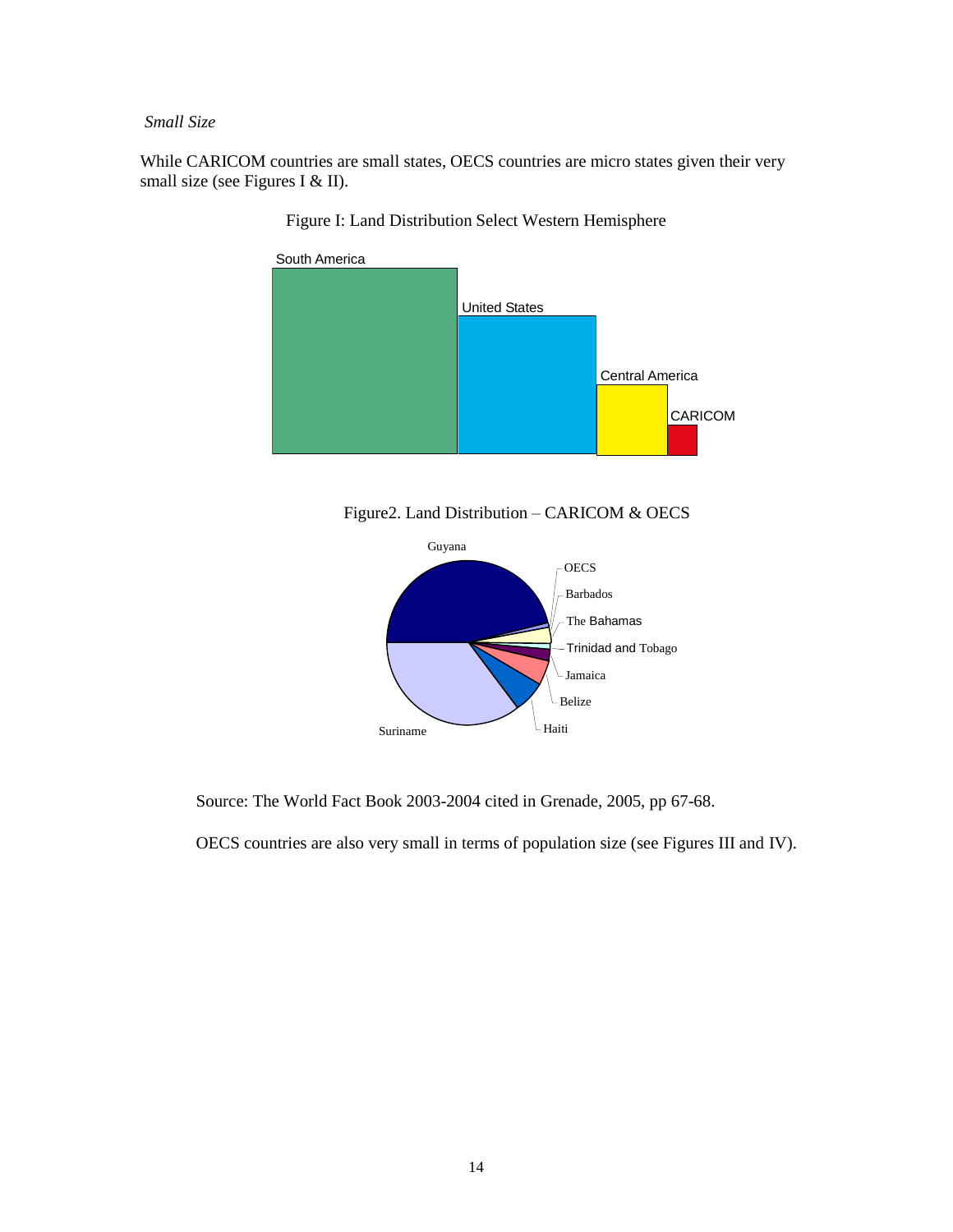*Small Size*

While CARICOM countries are small states, OECS countries are micro states given their very small size (see Figures I & II).

Figure I: Land Distribution Select Western Hemisphere

Figure2. Land Distribution – CARICOM & OECS

Source: The World Fact Book 2003-2004 cited in Grenade, 2005, pp 67-68.

OECS countries are also very small in terms of population size (see Figures III and IV).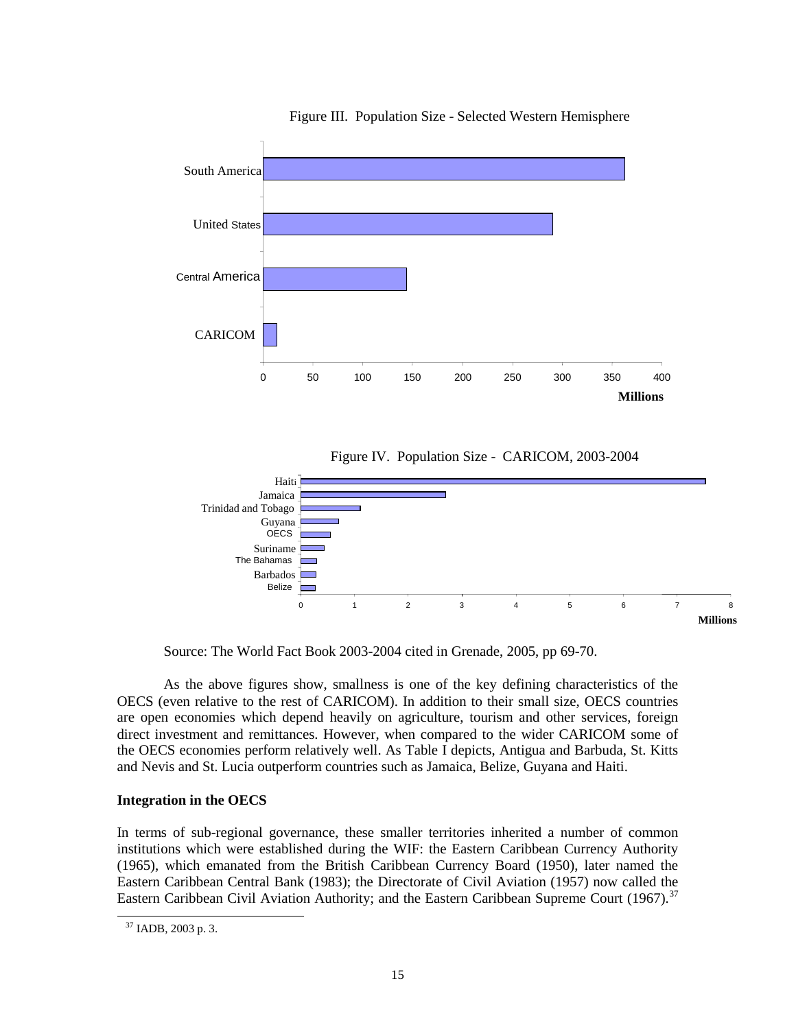Figure III. Population Size - Selected Western Hemisphere

Figure IV. Population Size - CARICOM, 2003-2004

Source: The World Fact Book 2003-2004 cited in Grenade, 2005, pp 69-70.

As the above figures show, smallness is one of the key defining characteristics of the OECS (even relative to the rest of CARICOM). In addition to their small size, OECS countries are open economies which depend heavily on agriculture, tourism and other services, foreign direct investment and remittances. However, when compared to the wider CARICOM some of the OECS economies perform relatively well. As Table I depicts, Antigua and Barbuda, St. Kitts and Nevis and St. Lucia outperform countries such as Jamaica, Belize, Guyana and Haiti.

**Integration in the OECS**

In terms of sub-regional governance, these smaller territories inherited a number of common institutions which were established during the WIF: the Eastern Caribbean Currency Authority (1965), which emanated from the British Caribbean Currency Board (1950), later named the Eastern Caribbean Central Bank (1983); the Directorate of Civil Aviation (1957) now called the Eastern Caribbean Civil Aviation Authority; and the Eastern Caribbean Supreme Court (1967).[37]

[37] IADB, 2003 p. 3.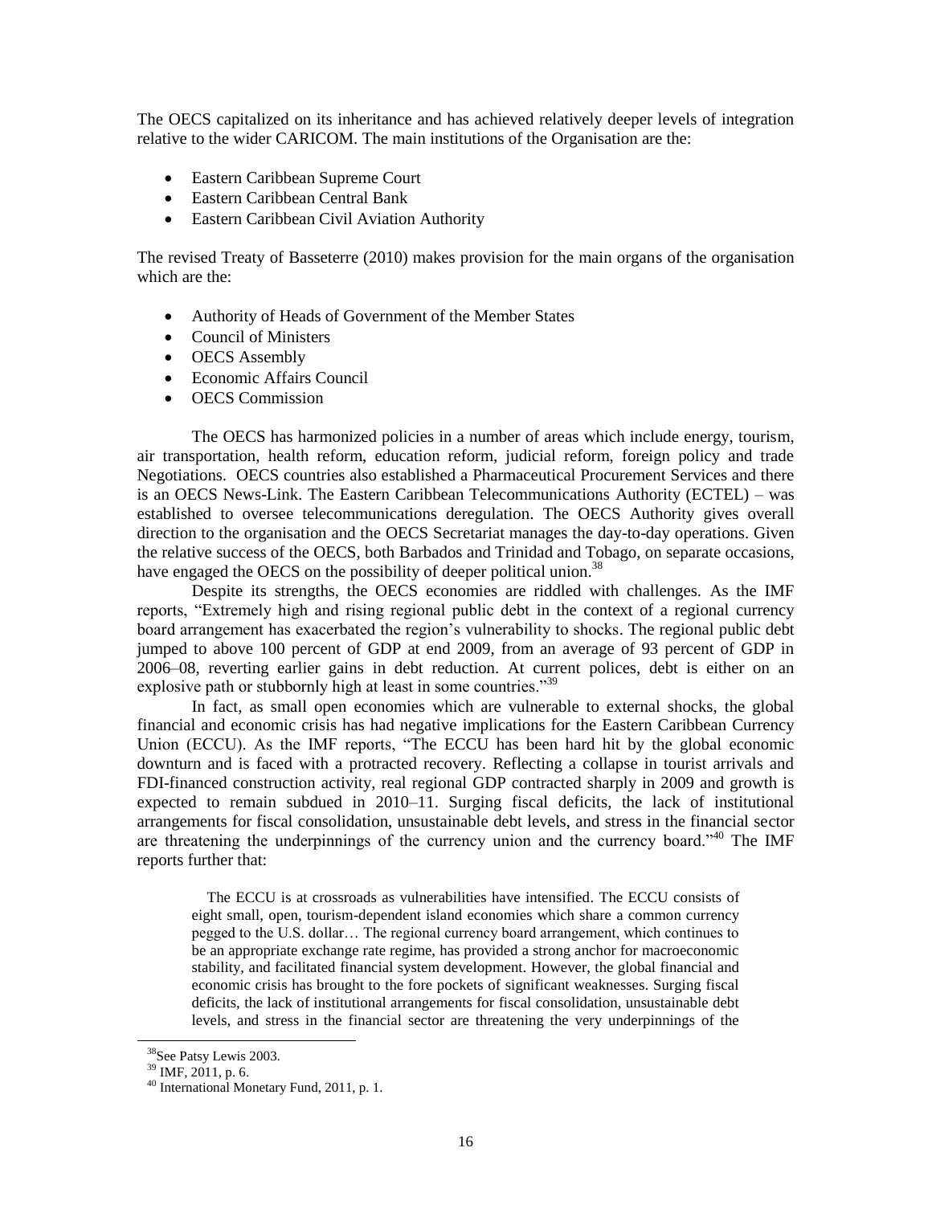The OECS capitalized on its inheritance and has achieved relatively deeper levels of integration relative to the wider CARICOM. The main institutions of the Organisation are the:

- Eastern Caribbean Supreme Court
- Eastern Caribbean Central Bank
- Eastern Caribbean Civil Aviation Authority

The revised Treaty of Basseterre (2010) makes provision for the main organs of the organisation which are the:

- Authority of Heads of Government of the Member States
- Council of Ministers
- OECS Assembly
- Economic Affairs Council
- OECS Commission

The OECS has harmonized policies in a number of areas which include energy, tourism, air transportation, health reform, education reform, judicial reform, foreign policy and trade Negotiations. OECS countries also established a Pharmaceutical Procurement Services and there is an OECS News-Link. The Eastern Caribbean Telecommunications Authority (ECTEL) – was established to oversee telecommunications deregulation. The OECS Authority gives overall direction to the organisation and the OECS Secretariat manages the day-to-day operations. Given the relative success of the OECS, both Barbados and Trinidad and Tobago, on separate occasions, have engaged the OECS on the possibility of deeper political union.[38]

Despite its strengths, the OECS economies are riddled with challenges. As the IMF reports, "Extremely high and rising regional public debt in the context of a regional currency board arrangement has exacerbated the region's vulnerability to shocks. The regional public debt jumped to above 100 percent of GDP at end 2009, from an average of 93 percent of GDP in 2006–08, reverting earlier gains in debt reduction. At current polices, debt is either on an explosive path or stubbornly high at least in some countries."[39]

In fact, as small open economies which are vulnerable to external shocks, the global financial and economic crisis has had negative implications for the Eastern Caribbean Currency Union (ECCU). As the IMF reports, "The ECCU has been hard hit by the global economic downturn and is faced with a protracted recovery. Reflecting a collapse in tourist arrivals and FDI-financed construction activity, real regional GDP contracted sharply in 2009 and growth is expected to remain subdued in 2010–11. Surging fiscal deficits, the lack of institutional arrangements for fiscal consolidation, unsustainable debt levels, and stress in the financial sector are threatening the underpinnings of the currency union and the currency board."[40] The IMF reports further that:

> The ECCU is at crossroads as vulnerabilities have intensified. The ECCU consists of eight small, open, tourism-dependent island economies which share a common currency pegged to the U.S. dollar… The regional currency board arrangement, which continues to be an appropriate exchange rate regime, has provided a strong anchor for macroeconomic stability, and facilitated financial system development. However, the global financial and economic crisis has brought to the fore pockets of significant weaknesses. Surging fiscal deficits, the lack of institutional arrangements for fiscal consolidation, unsustainable debt levels, and stress in the financial sector are threatening the very underpinnings of the

---

[38] See Patsy Lewis 2003.

[39] IMF, 2011, p. 6.

[40] International Monetary Fund, 2011, p. 1.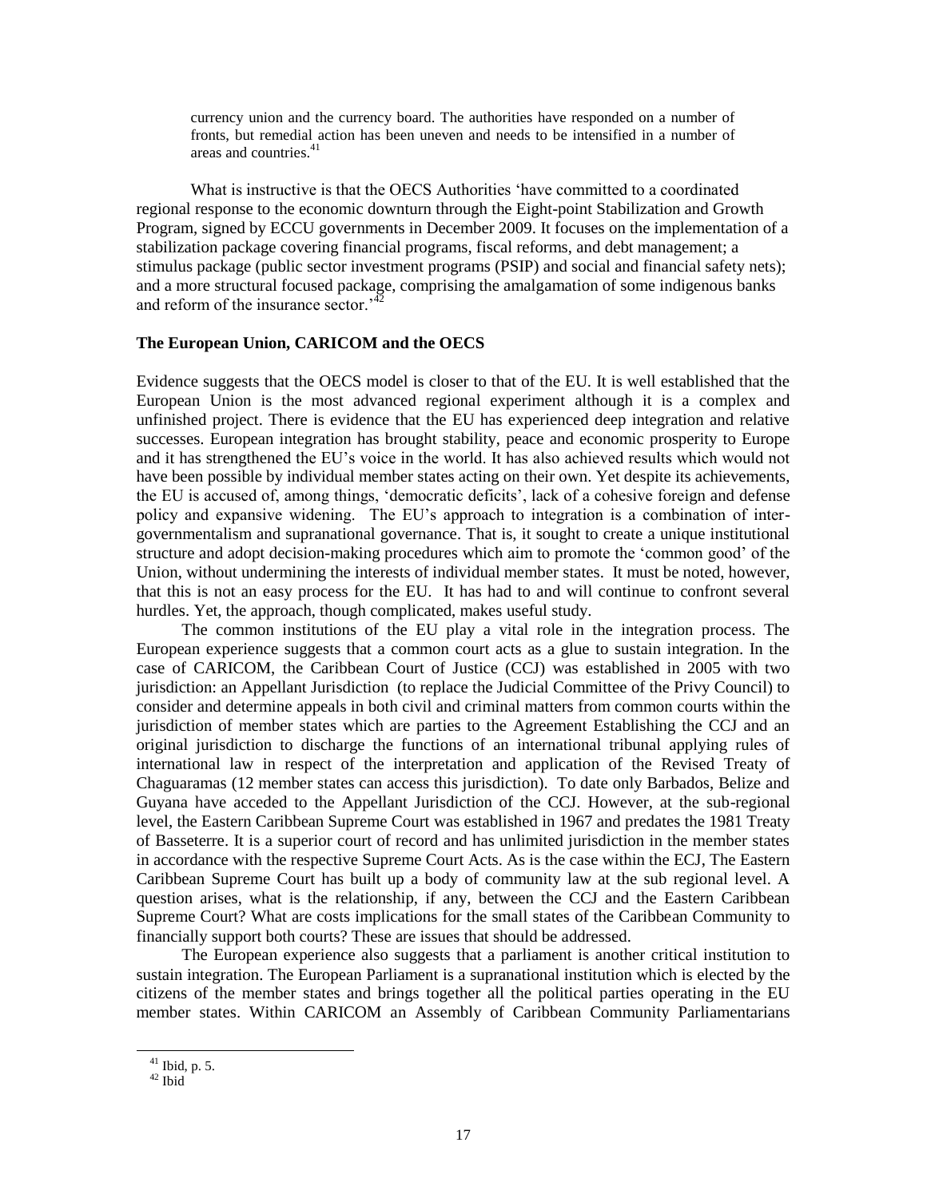> currency union and the currency board. The authorities have responded on a number of fronts, but remedial action has been uneven and needs to be intensified in a number of areas and countries.[41]

What is instructive is that the OECS Authorities 'have committed to a coordinated regional response to the economic downturn through the Eight-point Stabilization and Growth Program, signed by ECCU governments in December 2009. It focuses on the implementation of a stabilization package covering financial programs, fiscal reforms, and debt management; a stimulus package (public sector investment programs (PSIP) and social and financial safety nets); and a more structural focused package, comprising the amalgamation of some indigenous banks and reform of the insurance sector.'[42]

### The European Union, CARICOM and the OECS

Evidence suggests that the OECS model is closer to that of the EU. It is well established that the European Union is the most advanced regional experiment although it is a complex and unfinished project. There is evidence that the EU has experienced deep integration and relative successes. European integration has brought stability, peace and economic prosperity to Europe and it has strengthened the EU's voice in the world. It has also achieved results which would not have been possible by individual member states acting on their own. Yet despite its achievements, the EU is accused of, among things, 'democratic deficits', lack of a cohesive foreign and defense policy and expansive widening. The EU's approach to integration is a combination of inter-governmentalism and supranational governance. That is, it sought to create a unique institutional structure and adopt decision-making procedures which aim to promote the 'common good' of the Union, without undermining the interests of individual member states. It must be noted, however, that this is not an easy process for the EU. It has had to and will continue to confront several hurdles. Yet, the approach, though complicated, makes useful study.

The common institutions of the EU play a vital role in the integration process. The European experience suggests that a common court acts as a glue to sustain integration. In the case of CARICOM, the Caribbean Court of Justice (CCJ) was established in 2005 with two jurisdiction: an Appellant Jurisdiction (to replace the Judicial Committee of the Privy Council) to consider and determine appeals in both civil and criminal matters from common courts within the jurisdiction of member states which are parties to the Agreement Establishing the CCJ and an original jurisdiction to discharge the functions of an international tribunal applying rules of international law in respect of the interpretation and application of the Revised Treaty of Chaguaramas (12 member states can access this jurisdiction). To date only Barbados, Belize and Guyana have acceded to the Appellant Jurisdiction of the CCJ. However, at the sub-regional level, the Eastern Caribbean Supreme Court was established in 1967 and predates the 1981 Treaty of Basseterre. It is a superior court of record and has unlimited jurisdiction in the member states in accordance with the respective Supreme Court Acts. As is the case within the ECJ, The Eastern Caribbean Supreme Court has built up a body of community law at the sub regional level. A question arises, what is the relationship, if any, between the CCJ and the Eastern Caribbean Supreme Court? What are costs implications for the small states of the Caribbean Community to financially support both courts? These are issues that should be addressed.

The European experience also suggests that a parliament is another critical institution to sustain integration. The European Parliament is a supranational institution which is elected by the citizens of the member states and brings together all the political parties operating in the EU member states. Within CARICOM an Assembly of Caribbean Community Parliamentarians

[41] Ibid, p. 5.

[42] Ibid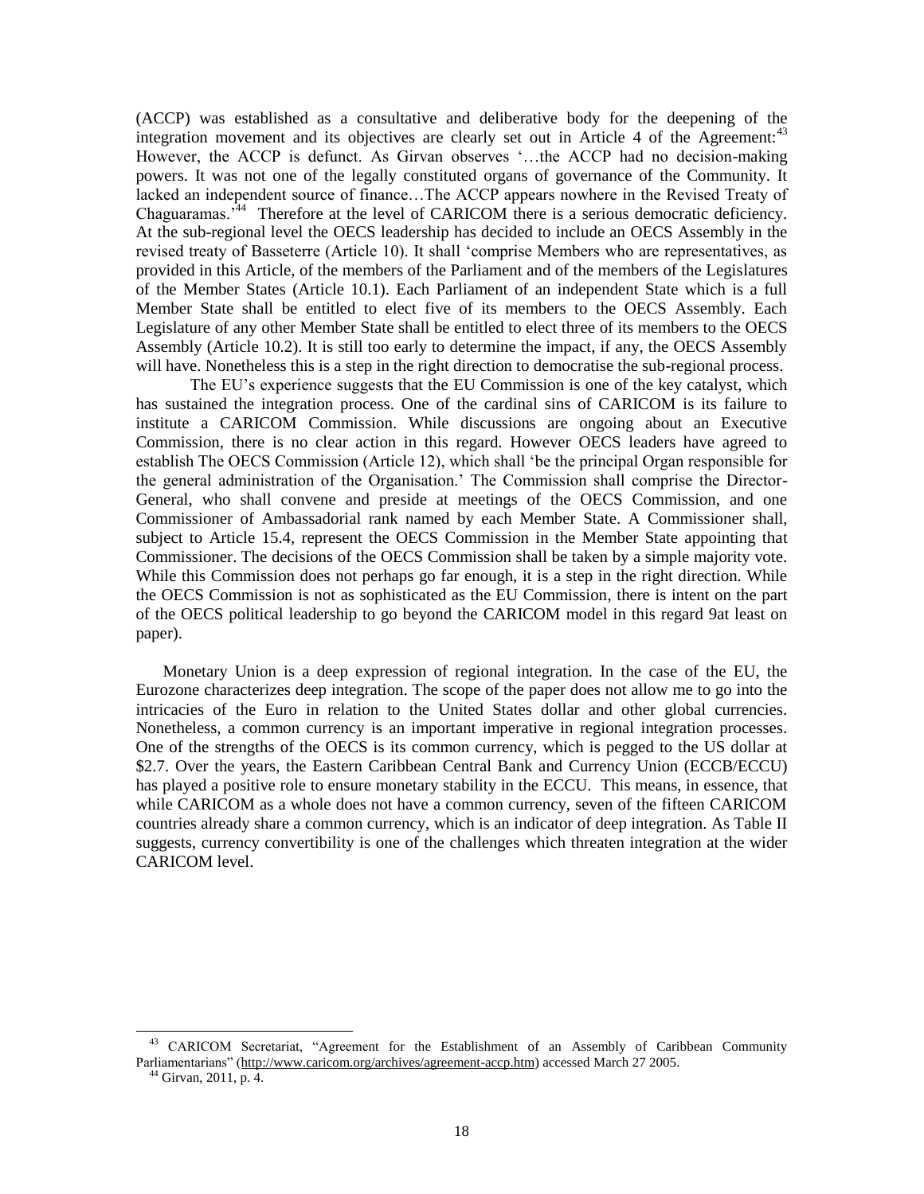(ACCP) was established as a consultative and deliberative body for the deepening of the integration movement and its objectives are clearly set out in Article 4 of the Agreement:[43] However, the ACCP is defunct. As Girvan observes '…the ACCP had no decision-making powers. It was not one of the legally constituted organs of governance of the Community. It lacked an independent source of finance…The ACCP appears nowhere in the Revised Treaty of Chaguaramas.'[44] Therefore at the level of CARICOM there is a serious democratic deficiency. At the sub-regional level the OECS leadership has decided to include an OECS Assembly in the revised treaty of Basseterre (Article 10). It shall 'comprise Members who are representatives, as provided in this Article, of the members of the Parliament and of the members of the Legislatures of the Member States (Article 10.1). Each Parliament of an independent State which is a full Member State shall be entitled to elect five of its members to the OECS Assembly. Each Legislature of any other Member State shall be entitled to elect three of its members to the OECS Assembly (Article 10.2). It is still too early to determine the impact, if any, the OECS Assembly will have. Nonetheless this is a step in the right direction to democratise the sub-regional process.

The EU's experience suggests that the EU Commission is one of the key catalyst, which has sustained the integration process. One of the cardinal sins of CARICOM is its failure to institute a CARICOM Commission. While discussions are ongoing about an Executive Commission, there is no clear action in this regard. However OECS leaders have agreed to establish The OECS Commission (Article 12), which shall 'be the principal Organ responsible for the general administration of the Organisation.' The Commission shall comprise the Director-General, who shall convene and preside at meetings of the OECS Commission, and one Commissioner of Ambassadorial rank named by each Member State. A Commissioner shall, subject to Article 15.4, represent the OECS Commission in the Member State appointing that Commissioner. The decisions of the OECS Commission shall be taken by a simple majority vote. While this Commission does not perhaps go far enough, it is a step in the right direction. While the OECS Commission is not as sophisticated as the EU Commission, there is intent on the part of the OECS political leadership to go beyond the CARICOM model in this regard 9at least on paper).

Monetary Union is a deep expression of regional integration. In the case of the EU, the Eurozone characterizes deep integration. The scope of the paper does not allow me to go into the intricacies of the Euro in relation to the United States dollar and other global currencies. Nonetheless, a common currency is an important imperative in regional integration processes. One of the strengths of the OECS is its common currency, which is pegged to the US dollar at \$2.7. Over the years, the Eastern Caribbean Central Bank and Currency Union (ECCB/ECCU) has played a positive role to ensure monetary stability in the ECCU. This means, in essence, that while CARICOM as a whole does not have a common currency, seven of the fifteen CARICOM countries already share a common currency, which is an indicator of deep integration. As Table II suggests, currency convertibility is one of the challenges which threaten integration at the wider CARICOM level.

---

[43] CARICOM Secretariat, "Agreement for the Establishment of an Assembly of Caribbean Community Parliamentarians" (http://www.caricom.org/archives/agreement-accp.htm) accessed March 27 2005.

[44] Girvan, 2011, p. 4.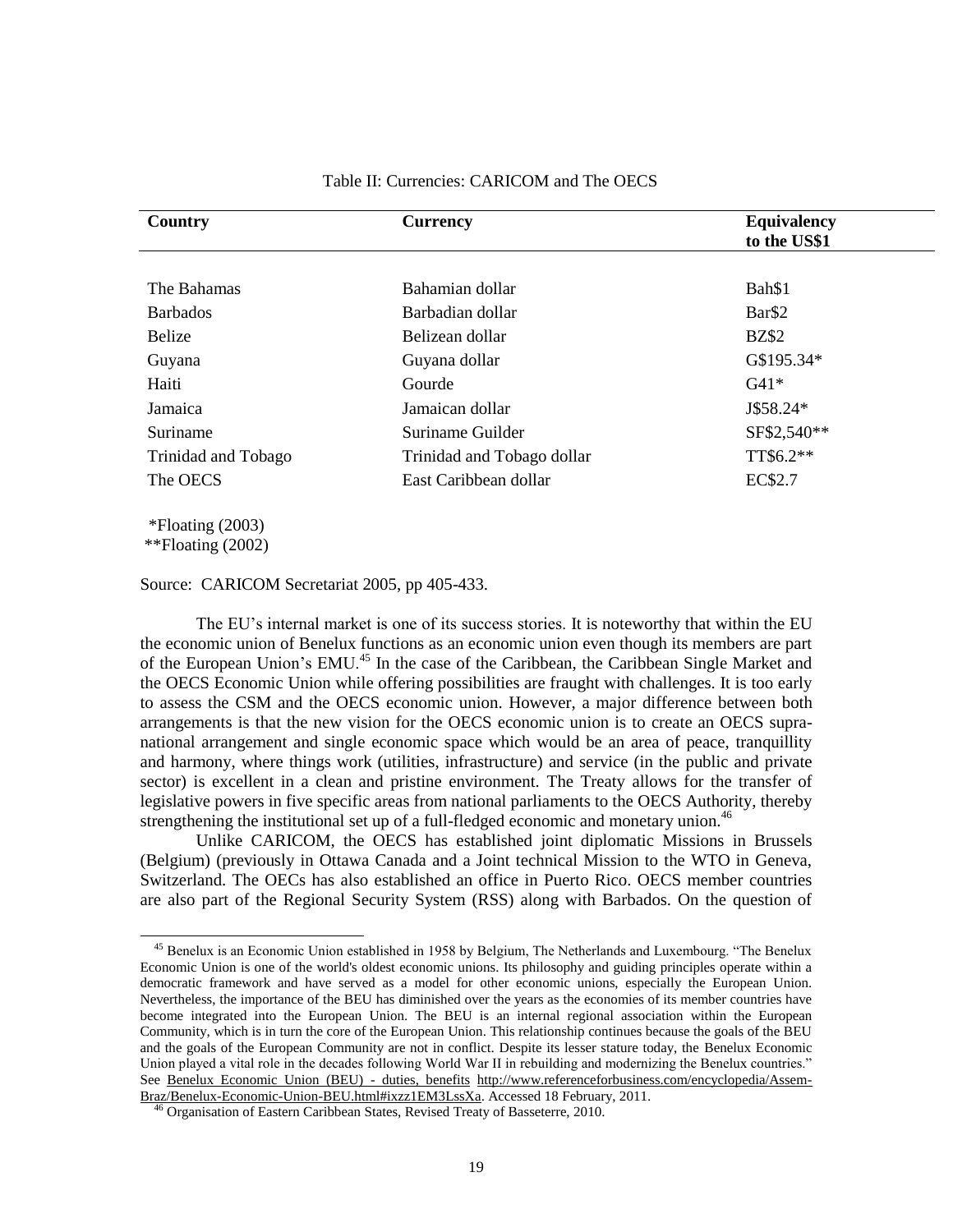Table II: Currencies: CARICOM and The OECS

| Country | Currency | Equivalency to the US$1 |
|---|---|---|
| The Bahamas | Bahamian dollar | Bah$1 |
| Barbados | Barbadian dollar | Bar$2 |
| Belize | Belizean dollar | BZ$2 |
| Guyana | Guyana dollar | G$195.34* |
| Haiti | Gourde | G41* |
| Jamaica | Jamaican dollar | J$58.24* |
| Suriname | Suriname Guilder | SF$2,540** |
| Trinidad and Tobago | Trinidad and Tobago dollar | TT$6.2** |
| The OECS | East Caribbean dollar | EC$2.7 |

*Floating (2003)
**Floating (2002)

Source: CARICOM Secretariat 2005, pp 405-433.

The EU's internal market is one of its success stories. It is noteworthy that within the EU the economic union of Benelux functions as an economic union even though its members are part of the European Union's EMU.[45] In the case of the Caribbean, the Caribbean Single Market and the OECS Economic Union while offering possibilities are fraught with challenges. It is too early to assess the CSM and the OECS economic union. However, a major difference between both arrangements is that the new vision for the OECS economic union is to create an OECS supra-national arrangement and single economic space which would be an area of peace, tranquillity and harmony, where things work (utilities, infrastructure) and service (in the public and private sector) is excellent in a clean and pristine environment. The Treaty allows for the transfer of legislative powers in five specific areas from national parliaments to the OECS Authority, thereby strengthening the institutional set up of a full-fledged economic and monetary union.[46]

Unlike CARICOM, the OECS has established joint diplomatic Missions in Brussels (Belgium) (previously in Ottawa Canada and a Joint technical Mission to the WTO in Geneva, Switzerland. The OECs has also established an office in Puerto Rico. OECS member countries are also part of the Regional Security System (RSS) along with Barbados. On the question of

[45] Benelux is an Economic Union established in 1958 by Belgium, The Netherlands and Luxembourg. "The Benelux Economic Union is one of the world's oldest economic unions. Its philosophy and guiding principles operate within a democratic framework and have served as a model for other economic unions, especially the European Union. Nevertheless, the importance of the BEU has diminished over the years as the economies of its member countries have become integrated into the European Union. The BEU is an internal regional association within the European Community, which is in turn the core of the European Union. This relationship continues because the goals of the BEU and the goals of the European Community are not in conflict. Despite its lesser stature today, the Benelux Economic Union played a vital role in the decades following World War II in rebuilding and modernizing the Benelux countries." See Benelux Economic Union (BEU) - duties, benefits http://www.referenceforbusiness.com/encyclopedia/Assem-Braz/Benelux-Economic-Union-BEU.html#ixzz1EM3LssXa. Accessed 18 February, 2011.

[46] Organisation of Eastern Caribbean States, Revised Treaty of Basseterre, 2010.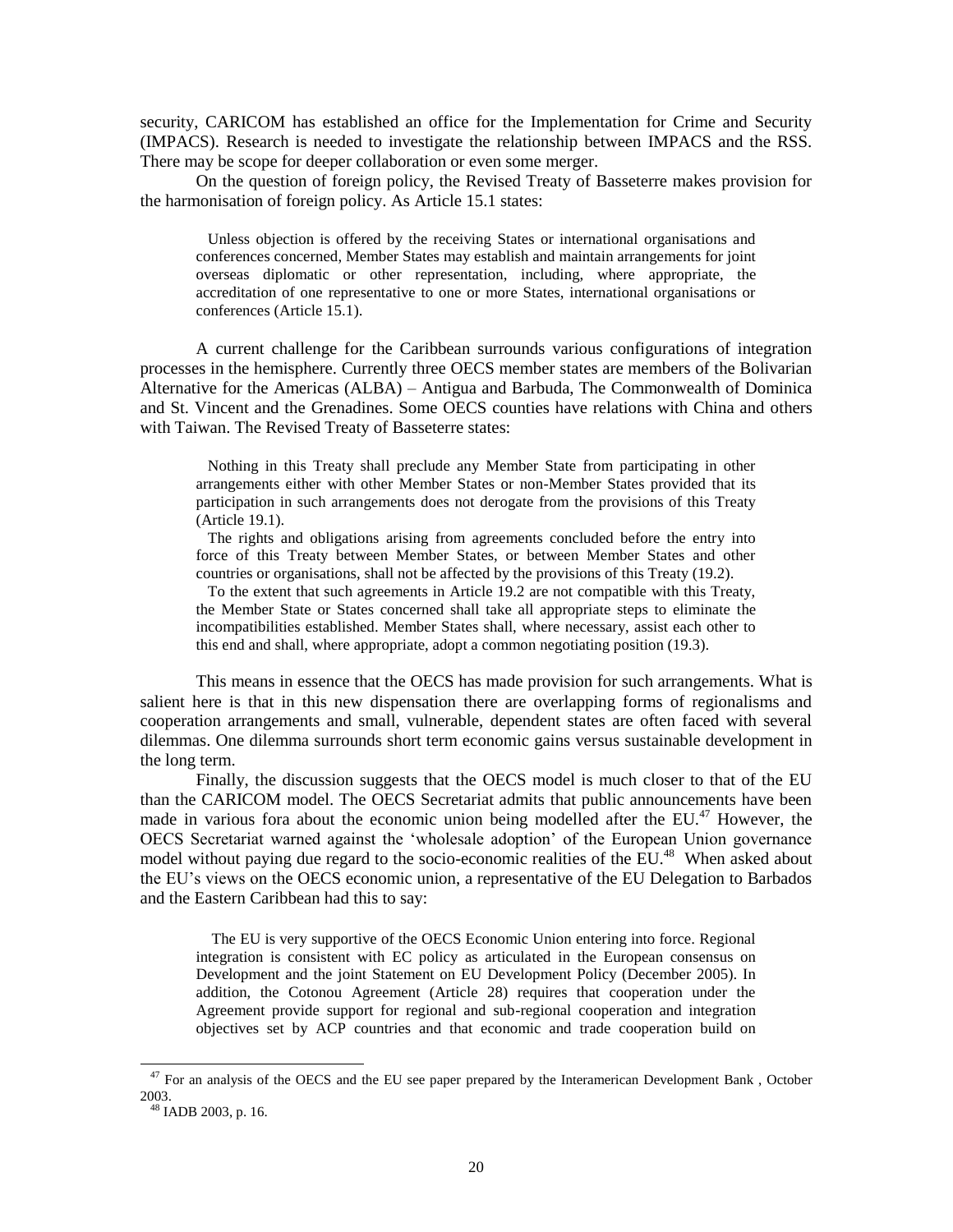security, CARICOM has established an office for the Implementation for Crime and Security (IMPACS). Research is needed to investigate the relationship between IMPACS and the RSS. There may be scope for deeper collaboration or even some merger.

On the question of foreign policy, the Revised Treaty of Basseterre makes provision for the harmonisation of foreign policy. As Article 15.1 states:

> Unless objection is offered by the receiving States or international organisations and conferences concerned, Member States may establish and maintain arrangements for joint overseas diplomatic or other representation, including, where appropriate, the accreditation of one representative to one or more States, international organisations or conferences (Article 15.1).

A current challenge for the Caribbean surrounds various configurations of integration processes in the hemisphere. Currently three OECS member states are members of the Bolivarian Alternative for the Americas (ALBA) – Antigua and Barbuda, The Commonwealth of Dominica and St. Vincent and the Grenadines. Some OECS counties have relations with China and others with Taiwan. The Revised Treaty of Basseterre states:

> Nothing in this Treaty shall preclude any Member State from participating in other arrangements either with other Member States or non-Member States provided that its participation in such arrangements does not derogate from the provisions of this Treaty (Article 19.1).
>
> The rights and obligations arising from agreements concluded before the entry into force of this Treaty between Member States, or between Member States and other countries or organisations, shall not be affected by the provisions of this Treaty (19.2).
>
> To the extent that such agreements in Article 19.2 are not compatible with this Treaty, the Member State or States concerned shall take all appropriate steps to eliminate the incompatibilities established. Member States shall, where necessary, assist each other to this end and shall, where appropriate, adopt a common negotiating position (19.3).

This means in essence that the OECS has made provision for such arrangements. What is salient here is that in this new dispensation there are overlapping forms of regionalisms and cooperation arrangements and small, vulnerable, dependent states are often faced with several dilemmas. One dilemma surrounds short term economic gains versus sustainable development in the long term.

Finally, the discussion suggests that the OECS model is much closer to that of the EU than the CARICOM model. The OECS Secretariat admits that public announcements have been made in various fora about the economic union being modelled after the EU.[47] However, the OECS Secretariat warned against the 'wholesale adoption' of the European Union governance model without paying due regard to the socio-economic realities of the EU.[48] When asked about the EU's views on the OECS economic union, a representative of the EU Delegation to Barbados and the Eastern Caribbean had this to say:

> The EU is very supportive of the OECS Economic Union entering into force. Regional integration is consistent with EC policy as articulated in the European consensus on Development and the joint Statement on EU Development Policy (December 2005). In addition, the Cotonou Agreement (Article 28) requires that cooperation under the Agreement provide support for regional and sub-regional cooperation and integration objectives set by ACP countries and that economic and trade cooperation build on

---

[47] For an analysis of the OECS and the EU see paper prepared by the Interamerican Development Bank , October 2003.

[48] IADB 2003, p. 16.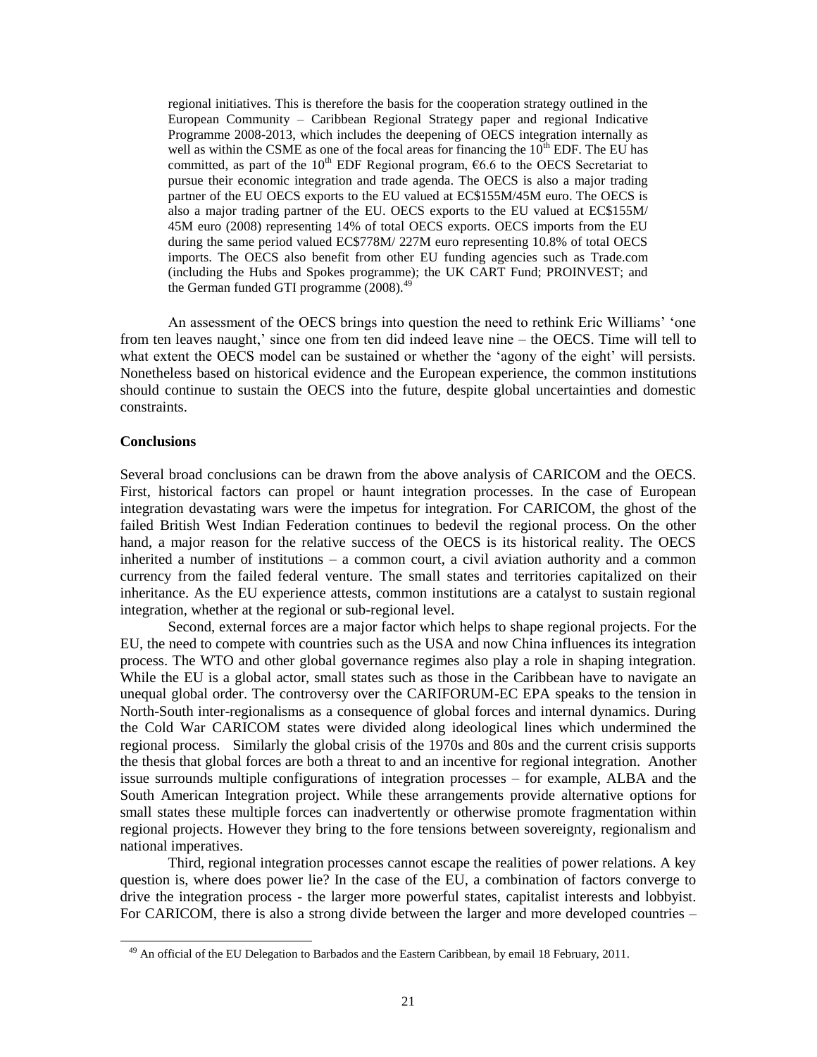> regional initiatives. This is therefore the basis for the cooperation strategy outlined in the European Community – Caribbean Regional Strategy paper and regional Indicative Programme 2008-2013, which includes the deepening of OECS integration internally as well as within the CSME as one of the focal areas for financing the 10th EDF. The EU has committed, as part of the 10th EDF Regional program, €6.6 to the OECS Secretariat to pursue their economic integration and trade agenda. The OECS is also a major trading partner of the EU OECS exports to the EU valued at EC$155M/45M euro. The OECS is also a major trading partner of the EU. OECS exports to the EU valued at EC$155M/ 45M euro (2008) representing 14% of total OECS exports. OECS imports from the EU during the same period valued EC$778M/ 227M euro representing 10.8% of total OECS imports. The OECS also benefit from other EU funding agencies such as Trade.com (including the Hubs and Spokes programme); the UK CART Fund; PROINVEST; and the German funded GTI programme (2008).[49]

An assessment of the OECS brings into question the need to rethink Eric Williams' 'one from ten leaves naught,' since one from ten did indeed leave nine – the OECS. Time will tell to what extent the OECS model can be sustained or whether the 'agony of the eight' will persists. Nonetheless based on historical evidence and the European experience, the common institutions should continue to sustain the OECS into the future, despite global uncertainties and domestic constraints.

**Conclusions**

Several broad conclusions can be drawn from the above analysis of CARICOM and the OECS. First, historical factors can propel or haunt integration processes. In the case of European integration devastating wars were the impetus for integration. For CARICOM, the ghost of the failed British West Indian Federation continues to bedevil the regional process. On the other hand, a major reason for the relative success of the OECS is its historical reality. The OECS inherited a number of institutions – a common court, a civil aviation authority and a common currency from the failed federal venture. The small states and territories capitalized on their inheritance. As the EU experience attests, common institutions are a catalyst to sustain regional integration, whether at the regional or sub-regional level.

Second, external forces are a major factor which helps to shape regional projects. For the EU, the need to compete with countries such as the USA and now China influences its integration process. The WTO and other global governance regimes also play a role in shaping integration. While the EU is a global actor, small states such as those in the Caribbean have to navigate an unequal global order. The controversy over the CARIFORUM-EC EPA speaks to the tension in North-South inter-regionalisms as a consequence of global forces and internal dynamics. During the Cold War CARICOM states were divided along ideological lines which undermined the regional process. Similarly the global crisis of the 1970s and 80s and the current crisis supports the thesis that global forces are both a threat to and an incentive for regional integration. Another issue surrounds multiple configurations of integration processes – for example, ALBA and the South American Integration project. While these arrangements provide alternative options for small states these multiple forces can inadvertently or otherwise promote fragmentation within regional projects. However they bring to the fore tensions between sovereignty, regionalism and national imperatives.

Third, regional integration processes cannot escape the realities of power relations. A key question is, where does power lie? In the case of the EU, a combination of factors converge to drive the integration process - the larger more powerful states, capitalist interests and lobbyist. For CARICOM, there is also a strong divide between the larger and more developed countries –

[49] An official of the EU Delegation to Barbados and the Eastern Caribbean, by email 18 February, 2011.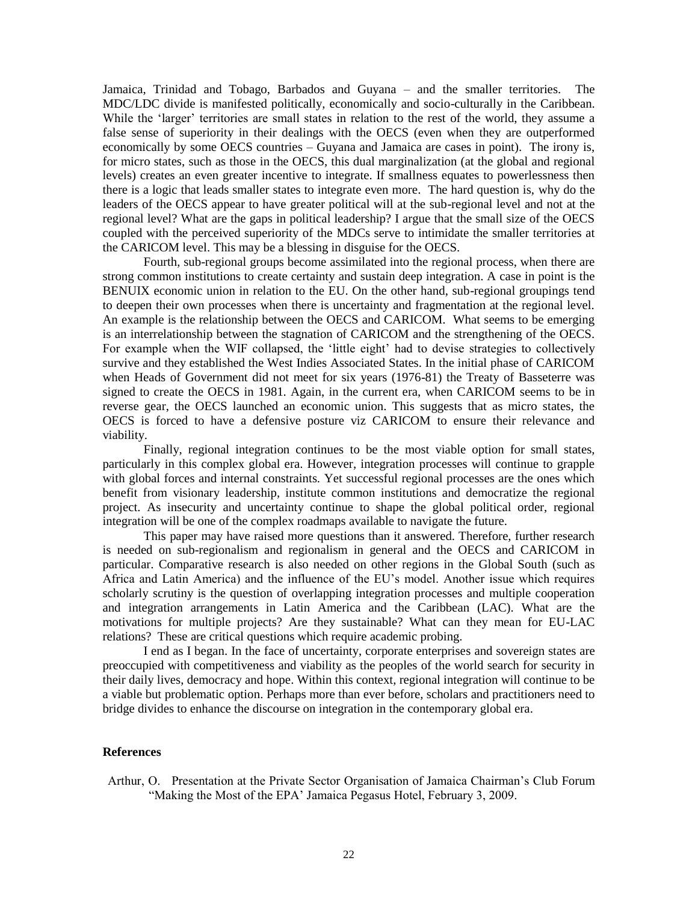Jamaica, Trinidad and Tobago, Barbados and Guyana – and the smaller territories. The MDC/LDC divide is manifested politically, economically and socio-culturally in the Caribbean. While the 'larger' territories are small states in relation to the rest of the world, they assume a false sense of superiority in their dealings with the OECS (even when they are outperformed economically by some OECS countries – Guyana and Jamaica are cases in point). The irony is, for micro states, such as those in the OECS, this dual marginalization (at the global and regional levels) creates an even greater incentive to integrate. If smallness equates to powerlessness then there is a logic that leads smaller states to integrate even more. The hard question is, why do the leaders of the OECS appear to have greater political will at the sub-regional level and not at the regional level? What are the gaps in political leadership? I argue that the small size of the OECS coupled with the perceived superiority of the MDCs serve to intimidate the smaller territories at the CARICOM level. This may be a blessing in disguise for the OECS.

Fourth, sub-regional groups become assimilated into the regional process, when there are strong common institutions to create certainty and sustain deep integration. A case in point is the BENUIX economic union in relation to the EU. On the other hand, sub-regional groupings tend to deepen their own processes when there is uncertainty and fragmentation at the regional level. An example is the relationship between the OECS and CARICOM. What seems to be emerging is an interrelationship between the stagnation of CARICOM and the strengthening of the OECS. For example when the WIF collapsed, the 'little eight' had to devise strategies to collectively survive and they established the West Indies Associated States. In the initial phase of CARICOM when Heads of Government did not meet for six years (1976-81) the Treaty of Basseterre was signed to create the OECS in 1981. Again, in the current era, when CARICOM seems to be in reverse gear, the OECS launched an economic union. This suggests that as micro states, the OECS is forced to have a defensive posture viz CARICOM to ensure their relevance and viability.

Finally, regional integration continues to be the most viable option for small states, particularly in this complex global era. However, integration processes will continue to grapple with global forces and internal constraints. Yet successful regional processes are the ones which benefit from visionary leadership, institute common institutions and democratize the regional project. As insecurity and uncertainty continue to shape the global political order, regional integration will be one of the complex roadmaps available to navigate the future.

This paper may have raised more questions than it answered. Therefore, further research is needed on sub-regionalism and regionalism in general and the OECS and CARICOM in particular. Comparative research is also needed on other regions in the Global South (such as Africa and Latin America) and the influence of the EU's model. Another issue which requires scholarly scrutiny is the question of overlapping integration processes and multiple cooperation and integration arrangements in Latin America and the Caribbean (LAC). What are the motivations for multiple projects? Are they sustainable? What can they mean for EU-LAC relations? These are critical questions which require academic probing.

I end as I began. In the face of uncertainty, corporate enterprises and sovereign states are preoccupied with competitiveness and viability as the peoples of the world search for security in their daily lives, democracy and hope. Within this context, regional integration will continue to be a viable but problematic option. Perhaps more than ever before, scholars and practitioners need to bridge divides to enhance the discourse on integration in the contemporary global era.

## References

Arthur, O. Presentation at the Private Sector Organisation of Jamaica Chairman's Club Forum "Making the Most of the EPA' Jamaica Pegasus Hotel, February 3, 2009.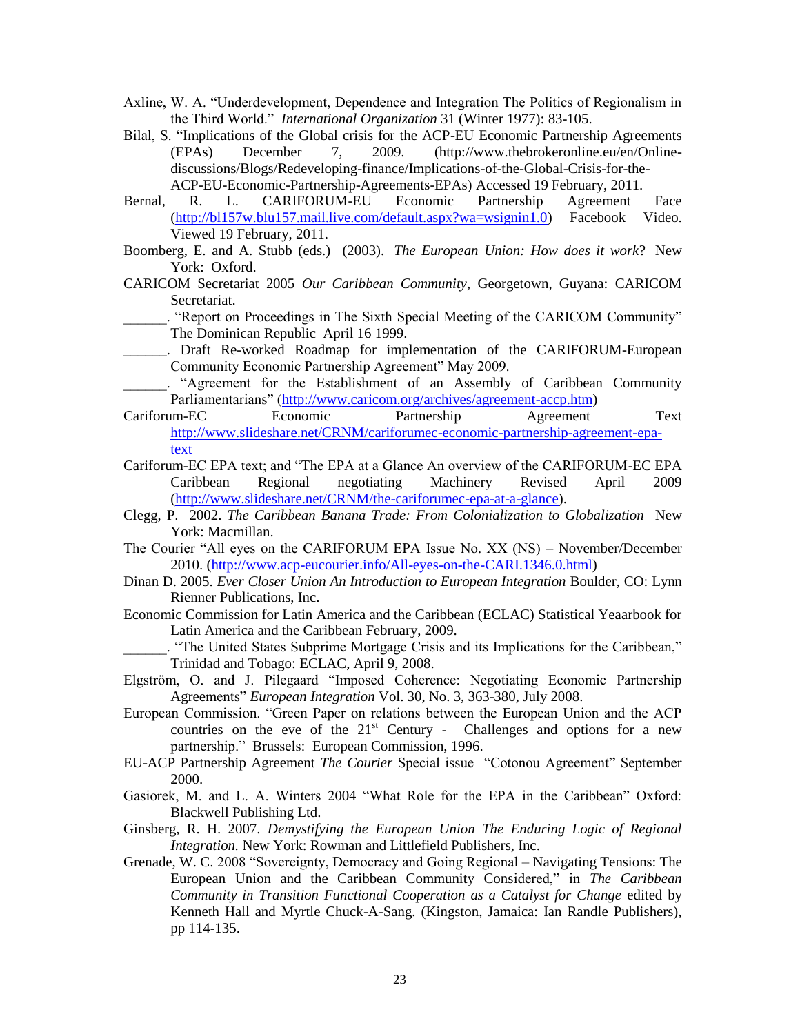Axline, W. A. "Underdevelopment, Dependence and Integration The Politics of Regionalism in the Third World." *International Organization* 31 (Winter 1977): 83-105.

Bilal, S. "Implications of the Global crisis for the ACP-EU Economic Partnership Agreements (EPAs) December 7, 2009. (http://www.thebrokeronline.eu/en/Online-discussions/Blogs/Redeveloping-finance/Implications-of-the-Global-Crisis-for-the-ACP-EU-Economic-Partnership-Agreements-EPAs) Accessed 19 February, 2011.

Bernal, R. L. CARIFORUM-EU Economic Partnership Agreement Face (http://bl157w.blu157.mail.live.com/default.aspx?wa=wsignin1.0) Facebook Video. Viewed 19 February, 2011.

Boomberg, E. and A. Stubb (eds.) (2003). *The European Union: How does it work*? New York: Oxford.

CARICOM Secretariat 2005 *Our Caribbean Community*, Georgetown, Guyana: CARICOM Secretariat.

______. "Report on Proceedings in The Sixth Special Meeting of the CARICOM Community" The Dominican Republic April 16 1999.

______. Draft Re-worked Roadmap for implementation of the CARIFORUM-European Community Economic Partnership Agreement" May 2009.

______. "Agreement for the Establishment of an Assembly of Caribbean Community Parliamentarians" (http://www.caricom.org/archives/agreement-accp.htm)

Cariforum-EC Economic Partnership Agreement Text http://www.slideshare.net/CRNM/cariforumec-economic-partnership-agreement-epa-text

Cariforum-EC EPA text; and "The EPA at a Glance An overview of the CARIFORUM-EC EPA Caribbean Regional negotiating Machinery Revised April 2009 (http://www.slideshare.net/CRNM/the-cariforumec-epa-at-a-glance).

Clegg, P. 2002. *The Caribbean Banana Trade: From Colonialization to Globalization* New York: Macmillan.

The Courier "All eyes on the CARIFORUM EPA Issue No. XX (NS) – November/December 2010. (http://www.acp-eucourier.info/All-eyes-on-the-CARI.1346.0.html)

Dinan D. 2005. *Ever Closer Union An Introduction to European Integration* Boulder, CO: Lynn Rienner Publications, Inc.

Economic Commission for Latin America and the Caribbean (ECLAC) Statistical Yeaarbook for Latin America and the Caribbean February, 2009.

______. "The United States Subprime Mortgage Crisis and its Implications for the Caribbean," Trinidad and Tobago: ECLAC, April 9, 2008.

Elgström, O. and J. Pilegaard "Imposed Coherence: Negotiating Economic Partnership Agreements" *European Integration* Vol. 30, No. 3, 363-380, July 2008.

European Commission. "Green Paper on relations between the European Union and the ACP countries on the eve of the 21st Century - Challenges and options for a new partnership." Brussels: European Commission, 1996.

EU-ACP Partnership Agreement *The Courier* Special issue "Cotonou Agreement" September 2000.

Gasiorek, M. and L. A. Winters 2004 "What Role for the EPA in the Caribbean" Oxford: Blackwell Publishing Ltd.

Ginsberg, R. H. 2007. *Demystifying the European Union The Enduring Logic of Regional Integration.* New York: Rowman and Littlefield Publishers, Inc.

Grenade, W. C. 2008 "Sovereignty, Democracy and Going Regional – Navigating Tensions: The European Union and the Caribbean Community Considered," in *The Caribbean Community in Transition Functional Cooperation as a Catalyst for Change* edited by Kenneth Hall and Myrtle Chuck-A-Sang. (Kingston, Jamaica: Ian Randle Publishers), pp 114-135.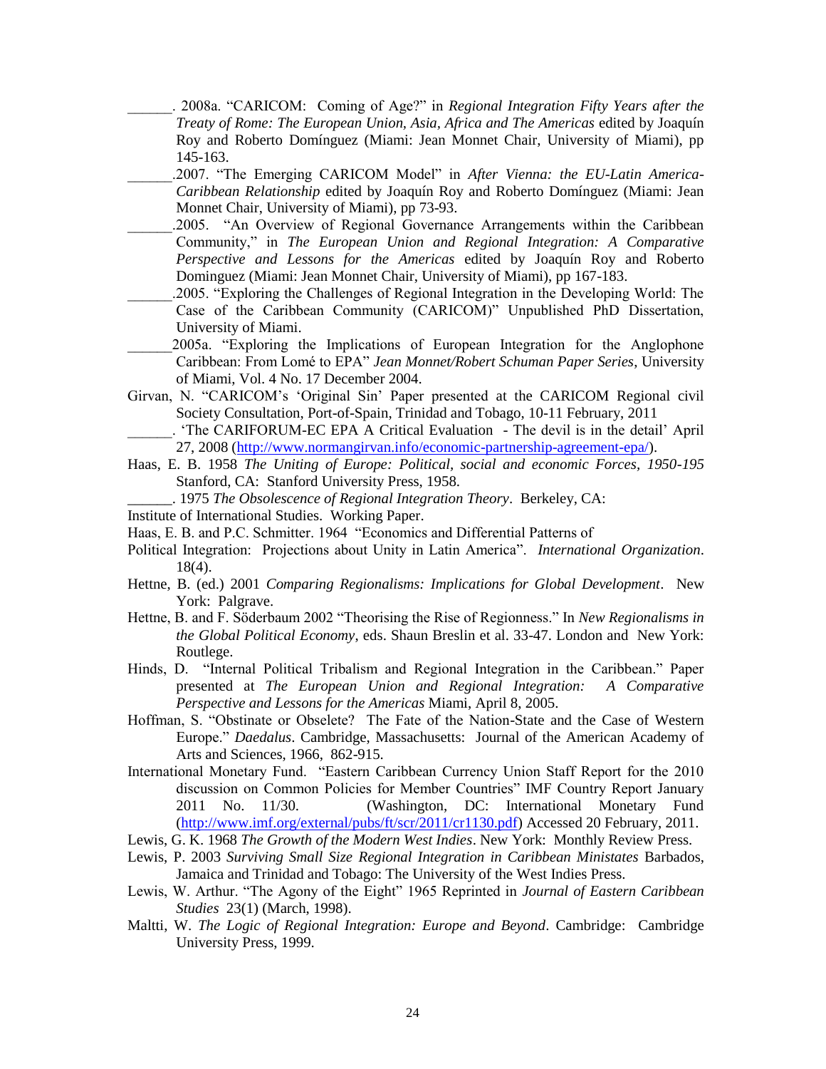______. 2008a. "CARICOM: Coming of Age?" in *Regional Integration Fifty Years after the Treaty of Rome: The European Union, Asia, Africa and The Americas* edited by Joaquín Roy and Roberto Domínguez (Miami: Jean Monnet Chair, University of Miami), pp 145-163.

______.2007. "The Emerging CARICOM Model" in *After Vienna: the EU-Latin America-Caribbean Relationship* edited by Joaquín Roy and Roberto Domínguez (Miami: Jean Monnet Chair, University of Miami), pp 73-93.

______.2005. "An Overview of Regional Governance Arrangements within the Caribbean Community," in *The European Union and Regional Integration: A Comparative Perspective and Lessons for the Americas* edited by Joaquín Roy and Roberto Dominguez (Miami: Jean Monnet Chair, University of Miami), pp 167-183.

______.2005. "Exploring the Challenges of Regional Integration in the Developing World: The Case of the Caribbean Community (CARICOM)" Unpublished PhD Dissertation, University of Miami.

______2005a. "Exploring the Implications of European Integration for the Anglophone Caribbean: From Lomé to EPA" *Jean Monnet/Robert Schuman Paper Series*, University of Miami, Vol. 4 No. 17 December 2004.

Girvan, N. "CARICOM's 'Original Sin' Paper presented at the CARICOM Regional civil Society Consultation, Port-of-Spain, Trinidad and Tobago, 10-11 February, 2011

______. 'The CARIFORUM-EC EPA A Critical Evaluation - The devil is in the detail' April 27, 2008 (http://www.normangirvan.info/economic-partnership-agreement-epa/).

Haas, E. B. 1958 *The Uniting of Europe: Political, social and economic Forces, 1950-195* Stanford, CA: Stanford University Press, 1958.

______. 1975 *The Obsolescence of Regional Integration Theory*. Berkeley, CA: Institute of International Studies. Working Paper.

Haas, E. B. and P.C. Schmitter. 1964 "Economics and Differential Patterns of Political Integration: Projections about Unity in Latin America". *International Organization*. 18(4).

Hettne, B. (ed.) 2001 *Comparing Regionalisms: Implications for Global Development*. New York: Palgrave.

Hettne, B. and F. Söderbaum 2002 "Theorising the Rise of Regionness." In *New Regionalisms in the Global Political Economy*, eds. Shaun Breslin et al. 33-47. London and New York: Routlege.

Hinds, D. "Internal Political Tribalism and Regional Integration in the Caribbean." Paper presented at *The European Union and Regional Integration: A Comparative Perspective and Lessons for the Americas* Miami, April 8, 2005.

Hoffman, S. "Obstinate or Obselete? The Fate of the Nation-State and the Case of Western Europe." *Daedalus*. Cambridge, Massachusetts: Journal of the American Academy of Arts and Sciences, 1966, 862-915.

International Monetary Fund. "Eastern Caribbean Currency Union Staff Report for the 2010 discussion on Common Policies for Member Countries" IMF Country Report January 2011 No. 11/30. (Washington, DC: International Monetary Fund (http://www.imf.org/external/pubs/ft/scr/2011/cr1130.pdf) Accessed 20 February, 2011.

Lewis, G. K. 1968 *The Growth of the Modern West Indies*. New York: Monthly Review Press.

Lewis, P. 2003 *Surviving Small Size Regional Integration in Caribbean Ministates* Barbados, Jamaica and Trinidad and Tobago: The University of the West Indies Press.

Lewis, W. Arthur. "The Agony of the Eight" 1965 Reprinted in *Journal of Eastern Caribbean Studies* 23(1) (March, 1998).

Maltti, W. *The Logic of Regional Integration: Europe and Beyond*. Cambridge: Cambridge University Press, 1999.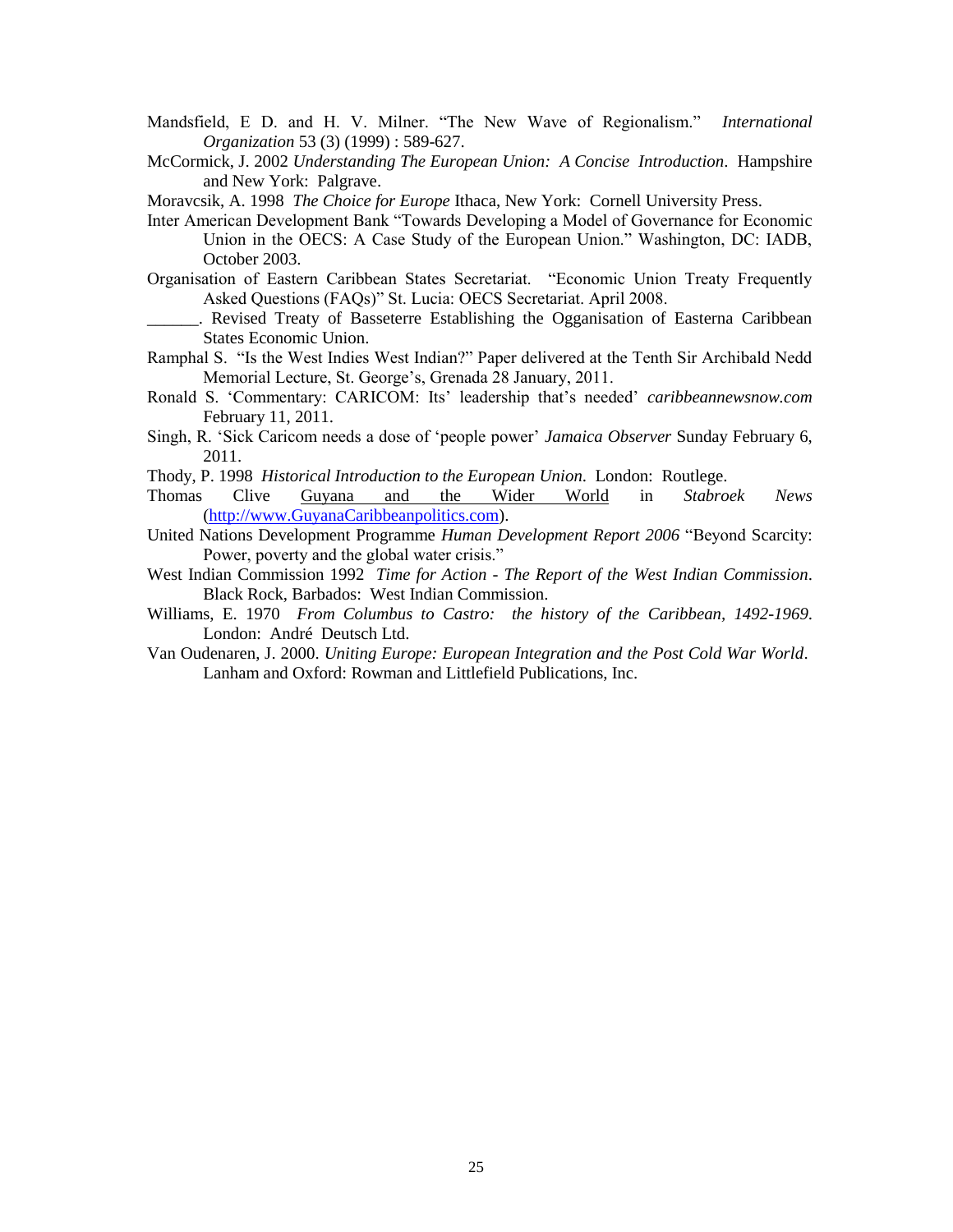Mandsfield, E D. and H. V. Milner. "The New Wave of Regionalism." *International Organization* 53 (3) (1999) : 589-627.

McCormick, J. 2002 *Understanding The European Union: A Concise Introduction*. Hampshire and New York: Palgrave.

Moravcsik, A. 1998 *The Choice for Europe* Ithaca, New York: Cornell University Press.

Inter American Development Bank "Towards Developing a Model of Governance for Economic Union in the OECS: A Case Study of the European Union." Washington, DC: IADB, October 2003.

Organisation of Eastern Caribbean States Secretariat. "Economic Union Treaty Frequently Asked Questions (FAQs)" St. Lucia: OECS Secretariat. April 2008.

______. Revised Treaty of Basseterre Establishing the Ogganisation of Easterna Caribbean States Economic Union.

Ramphal S. "Is the West Indies West Indian?" Paper delivered at the Tenth Sir Archibald Nedd Memorial Lecture, St. George's, Grenada 28 January, 2011.

Ronald S. 'Commentary: CARICOM: Its' leadership that's needed' *caribbeannewsnow.com* February 11, 2011.

Singh, R. 'Sick Caricom needs a dose of 'people power' *Jamaica Observer* Sunday February 6, 2011.

Thody, P. 1998 *Historical Introduction to the European Union*. London: Routlege.

Thomas Clive Guyana and the Wider World in *Stabroek News* ([http://www.GuyanaCaribbeanpolitics.com](http://www.GuyanaCaribbeanpolitics.com)).

United Nations Development Programme *Human Development Report 2006* "Beyond Scarcity: Power, poverty and the global water crisis."

West Indian Commission 1992 *Time for Action - The Report of the West Indian Commission*. Black Rock, Barbados: West Indian Commission.

Williams, E. 1970 *From Columbus to Castro: the history of the Caribbean, 1492-1969*. London: André Deutsch Ltd.

Van Oudenaren, J. 2000. *Uniting Europe: European Integration and the Post Cold War World*. Lanham and Oxford: Rowman and Littlefield Publications, Inc.